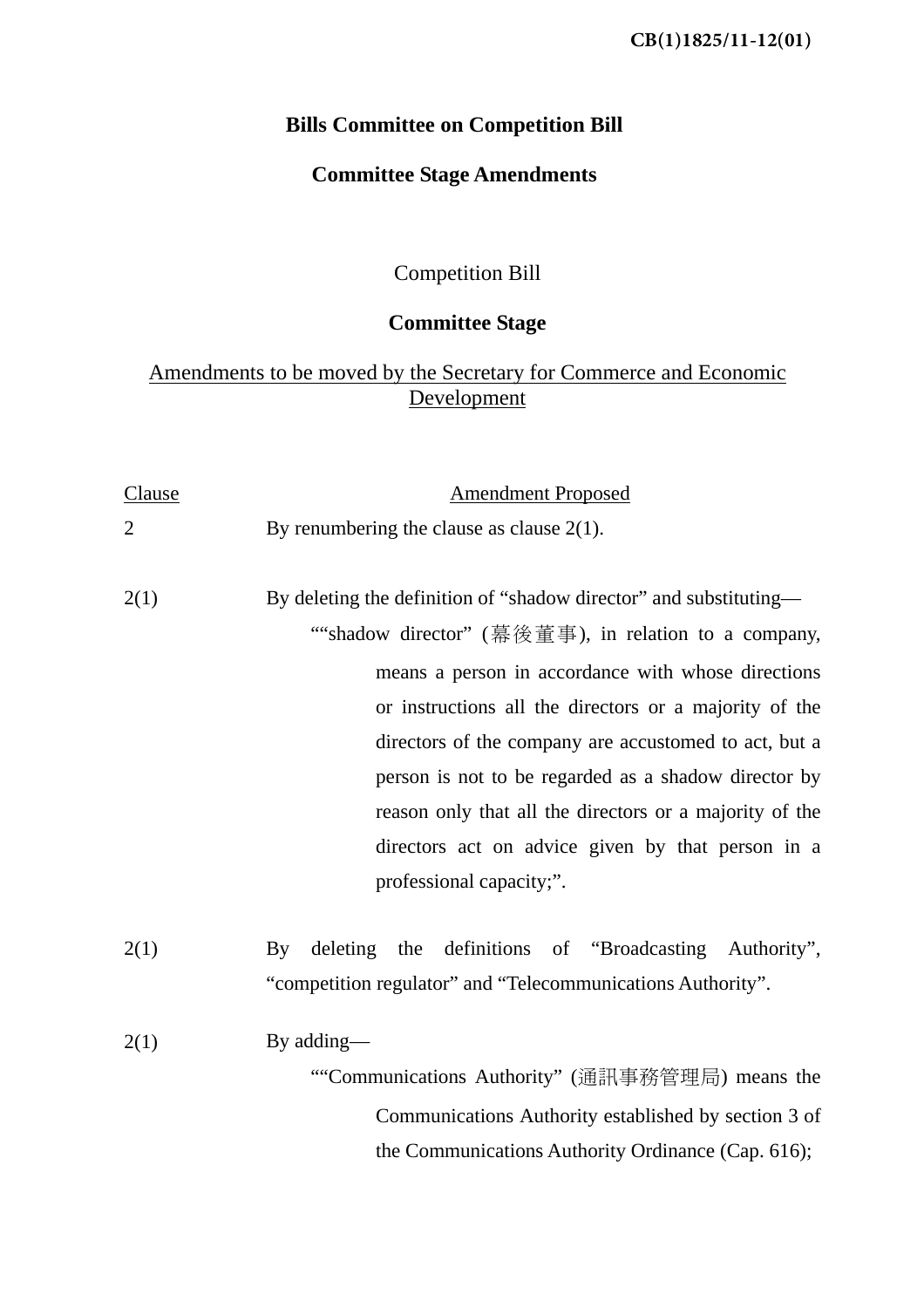CB(1)1825/11-12(01)

**Bills Committee on Competition Bill**

**Committee Stage Amendments**

Competition Bill

**Committee Stage**

Amendments to be moved by the Secretary for Commerce and Economic Development

| Clause | Amendment Proposed |
|---|---|
| 2 | By renumbering the clause as clause 2(1). |
| 2(1) | By deleting the definition of “shadow director” and substituting—<br>““shadow director” (幕後董事), in relation to a company, means a person in accordance with whose directions or instructions all the directors or a majority of the directors of the company are accustomed to act, but a person is not to be regarded as a shadow director by reason only that all the directors or a majority of the directors act on advice given by that person in a professional capacity;”. |
| 2(1) | By deleting the definitions of “Broadcasting Authority”, “competition regulator” and “Telecommunications Authority”. |
| 2(1) | By adding—<br>““Communications Authority” (通訊事務管理局) means the Communications Authority established by section 3 of the Communications Authority Ordinance (Cap. 616); |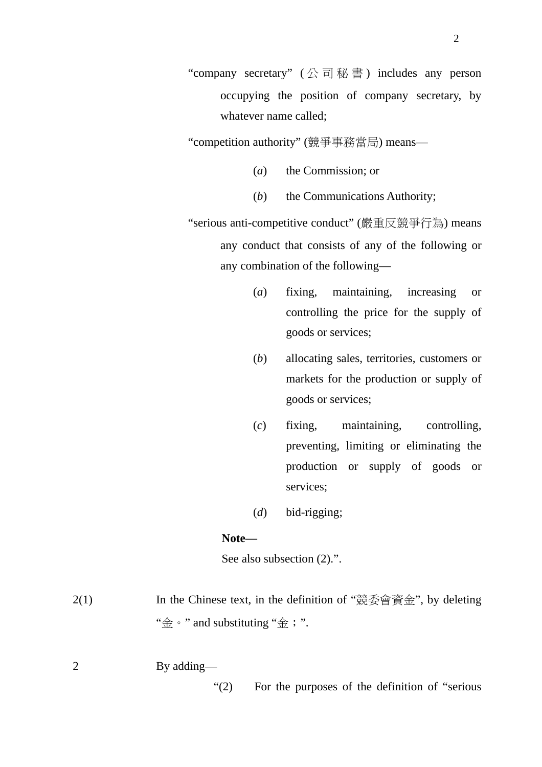"company secretary" (公司秘書) includes any person occupying the position of company secretary, by whatever name called;

"competition authority" (競爭事務當局) means—

(*a*) the Commission; or

(*b*) the Communications Authority;

"serious anti-competitive conduct" (嚴重反競爭行為) means any conduct that consists of any of the following or any combination of the following—

(*a*) fixing, maintaining, increasing or controlling the price for the supply of goods or services;

(*b*) allocating sales, territories, customers or markets for the production or supply of goods or services;

(*c*) fixing, maintaining, controlling, preventing, limiting or eliminating the production or supply of goods or services;

(*d*) bid-rigging;

**Note—**

See also subsection (2).".

2(1) In the Chinese text, in the definition of "競委會資金", by deleting "金。" and substituting "金；".

2 By adding—

"(2) For the purposes of the definition of "serious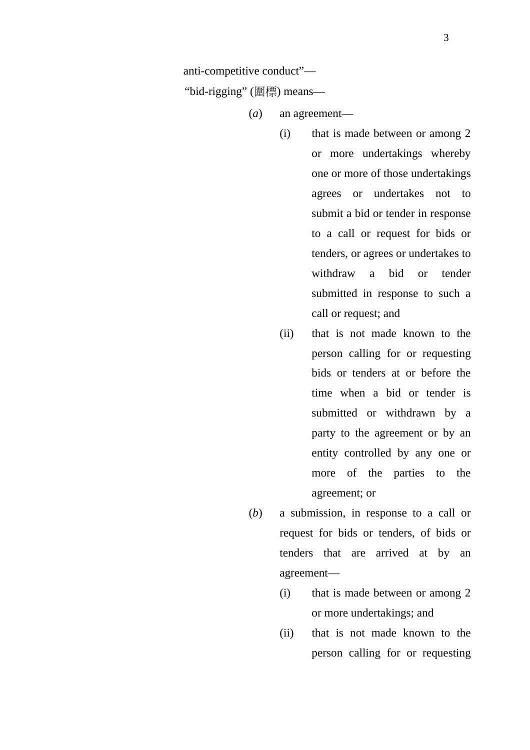anti-competitive conduct”—

“bid-rigging” (圍標) means—

(*a*) an agreement—

(i) that is made between or among 2 or more undertakings whereby one or more of those undertakings agrees or undertakes not to submit a bid or tender in response to a call or request for bids or tenders, or agrees or undertakes to withdraw a bid or tender submitted in response to such a call or request; and

(ii) that is not made known to the person calling for or requesting bids or tenders at or before the time when a bid or tender is submitted or withdrawn by a party to the agreement or by an entity controlled by any one or more of the parties to the agreement; or

(*b*) a submission, in response to a call or request for bids or tenders, of bids or tenders that are arrived at by an agreement—

(i) that is made between or among 2 or more undertakings; and

(ii) that is not made known to the person calling for or requesting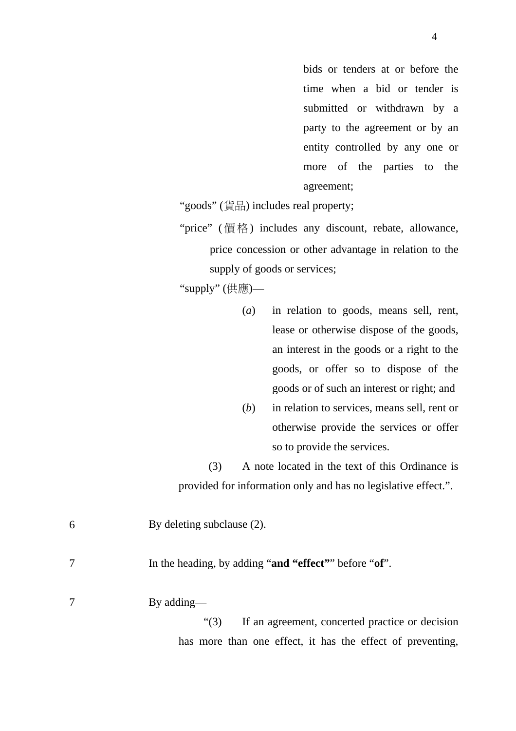bids or tenders at or before the time when a bid or tender is submitted or withdrawn by a party to the agreement or by an entity controlled by any one or more of the parties to the agreement;

"goods" (貨品) includes real property;

"price" (價格) includes any discount, rebate, allowance, price concession or other advantage in relation to the supply of goods or services;

"supply" (供應)—

(*a*) in relation to goods, means sell, rent, lease or otherwise dispose of the goods, an interest in the goods or a right to the goods, or offer so to dispose of the goods or of such an interest or right; and

(*b*) in relation to services, means sell, rent or otherwise provide the services or offer so to provide the services.

(3) A note located in the text of this Ordinance is provided for information only and has no legislative effect.".

6 By deleting subclause (2).

7 In the heading, by adding "**and "effect"**" before "**of**".

7 By adding—

"(3) If an agreement, concerted practice or decision has more than one effect, it has the effect of preventing,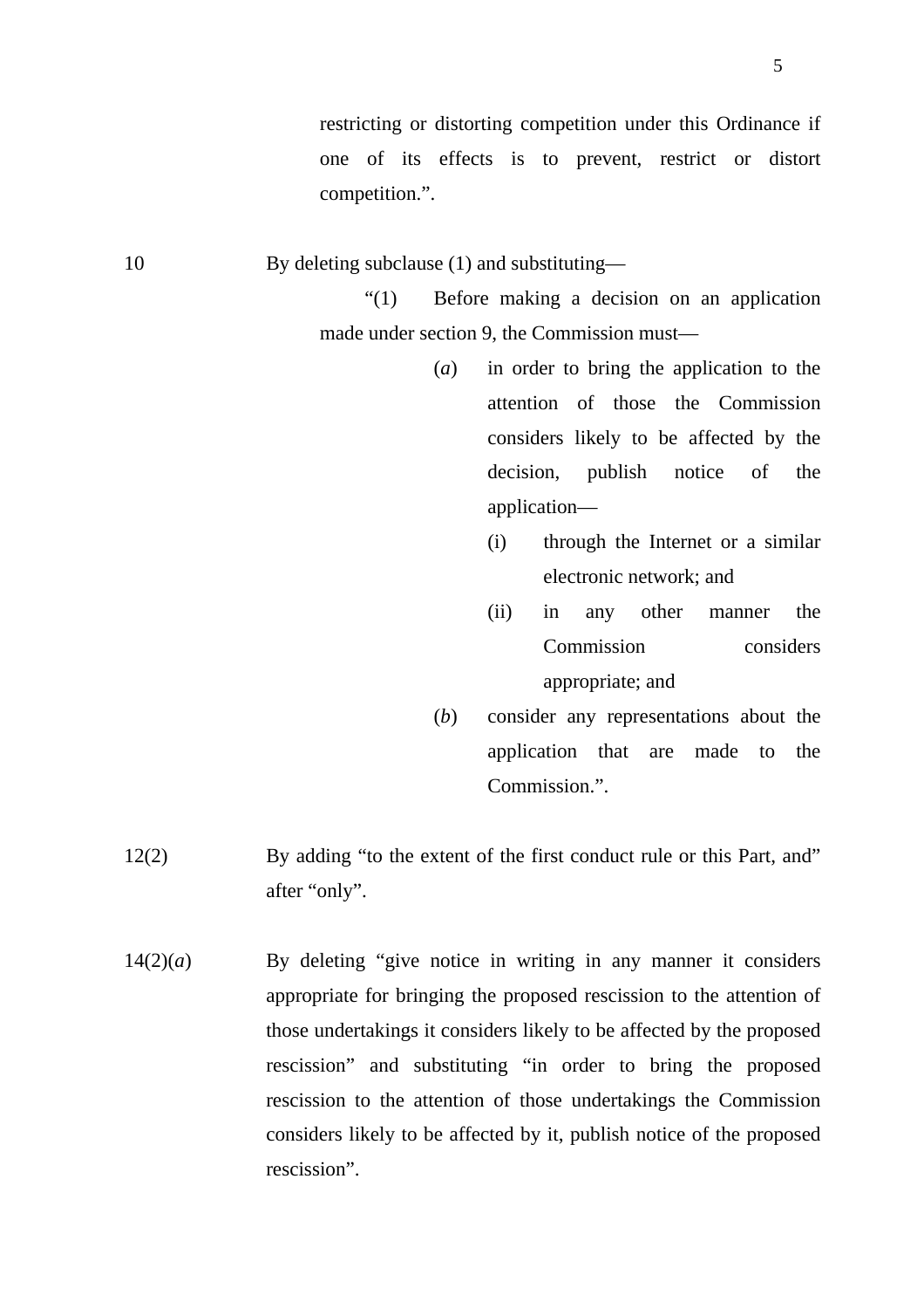restricting or distorting competition under this Ordinance if one of its effects is to prevent, restrict or distort competition.”.

| | |
|---|---|
| 10 | By deleting subclause (1) and substituting—<br>“(1) Before making a decision on an application made under section 9, the Commission must—<br>(*a*) in order to bring the application to the attention of those the Commission considers likely to be affected by the decision, publish notice of the application—<br>(i) through the Internet or a similar electronic network; and<br>(ii) in any other manner the Commission considers appropriate; and<br>(*b*) consider any representations about the application that are made to the Commission.”. |
| 12(2) | By adding “to the extent of the first conduct rule or this Part, and” after “only”. |
| 14(2)(*a*) | By deleting “give notice in writing in any manner it considers appropriate for bringing the proposed rescission to the attention of those undertakings it considers likely to be affected by the proposed rescission” and substituting “in order to bring the proposed rescission to the attention of those undertakings the Commission considers likely to be affected by it, publish notice of the proposed rescission”. |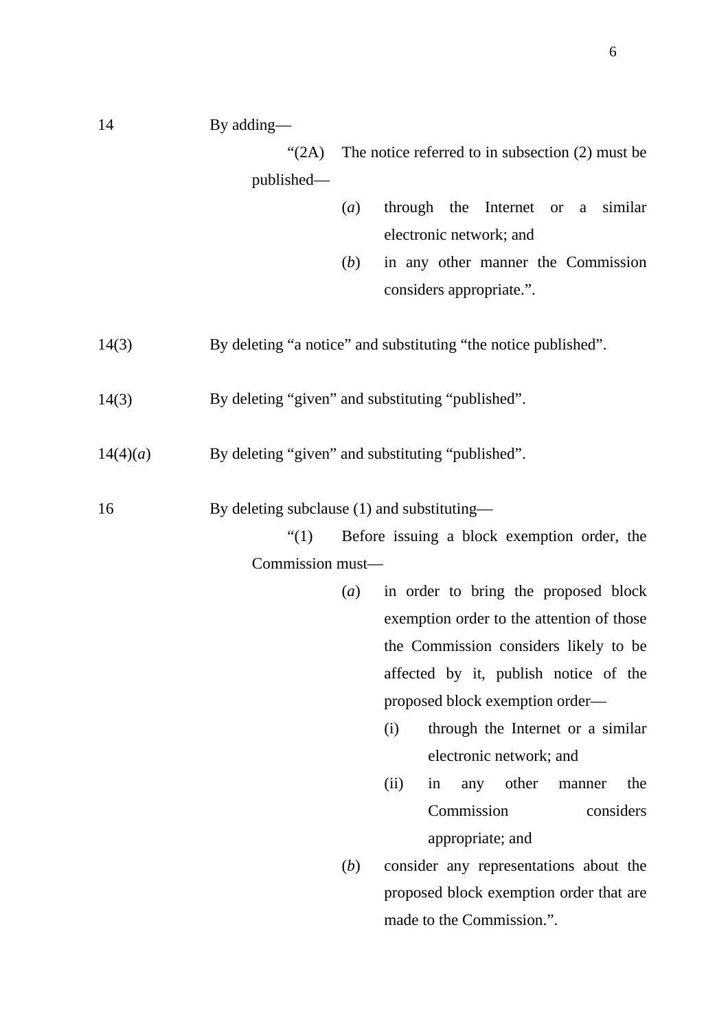14 By adding—

> "(2A) The notice referred to in subsection (2) must be published—
>
> (*a*) through the Internet or a similar electronic network; and
>
> (*b*) in any other manner the Commission considers appropriate.".

14(3) By deleting "a notice" and substituting "the notice published".

14(3) By deleting "given" and substituting "published".

14(4)(*a*) By deleting "given" and substituting "published".

16 By deleting subclause (1) and substituting—

> "(1) Before issuing a block exemption order, the Commission must—
>
> (*a*) in order to bring the proposed block exemption order to the attention of those the Commission considers likely to be affected by it, publish notice of the proposed block exemption order—
>
> (i) through the Internet or a similar electronic network; and
>
> (ii) in any other manner the Commission considers appropriate; and
>
> (*b*) consider any representations about the proposed block exemption order that are made to the Commission.".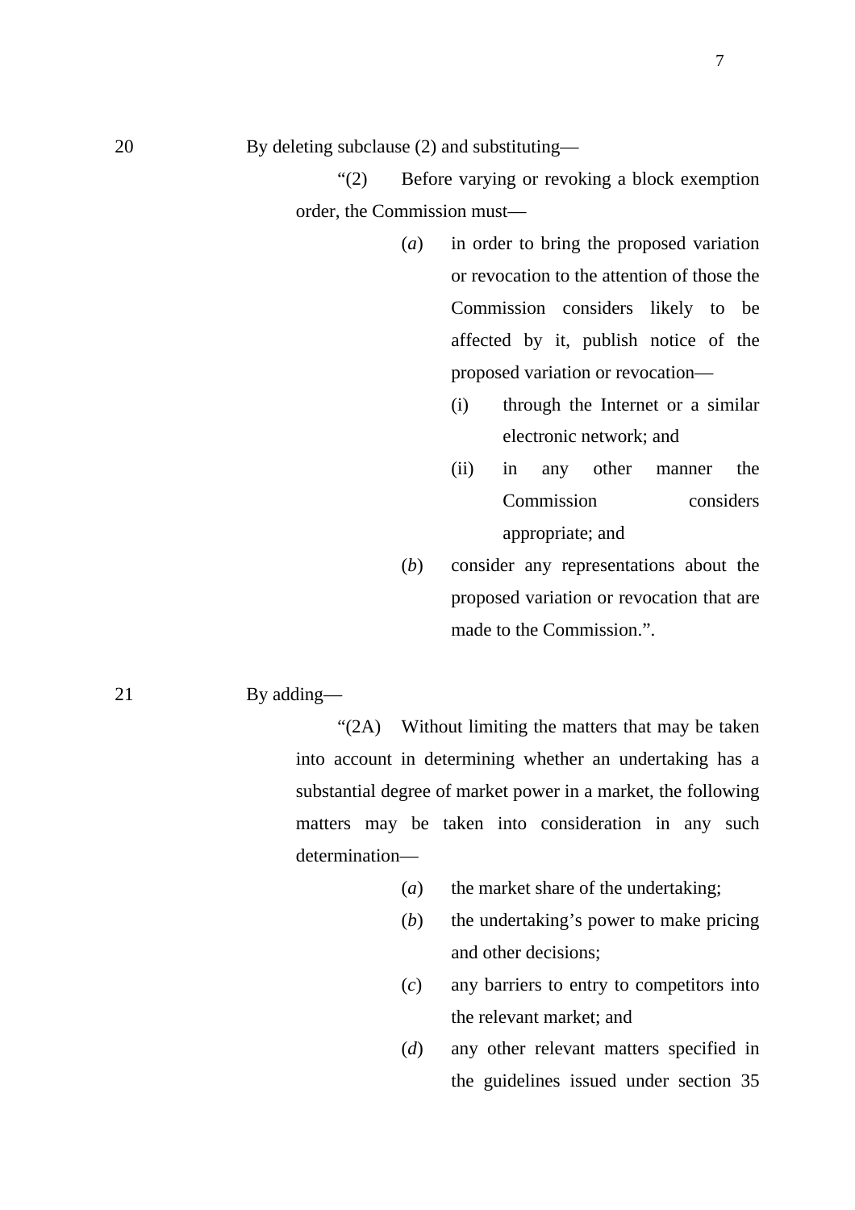20 By deleting subclause (2) and substituting—

> "(2) Before varying or revoking a block exemption order, the Commission must—
>
> (*a*) in order to bring the proposed variation or revocation to the attention of those the Commission considers likely to be affected by it, publish notice of the proposed variation or revocation—
>
> (i) through the Internet or a similar electronic network; and
>
> (ii) in any other manner the Commission considers appropriate; and
>
> (*b*) consider any representations about the proposed variation or revocation that are made to the Commission.".

21 By adding—

> "(2A) Without limiting the matters that may be taken into account in determining whether an undertaking has a substantial degree of market power in a market, the following matters may be taken into consideration in any such determination—
>
> (*a*) the market share of the undertaking;
>
> (*b*) the undertaking's power to make pricing and other decisions;
>
> (*c*) any barriers to entry to competitors into the relevant market; and
>
> (*d*) any other relevant matters specified in the guidelines issued under section 35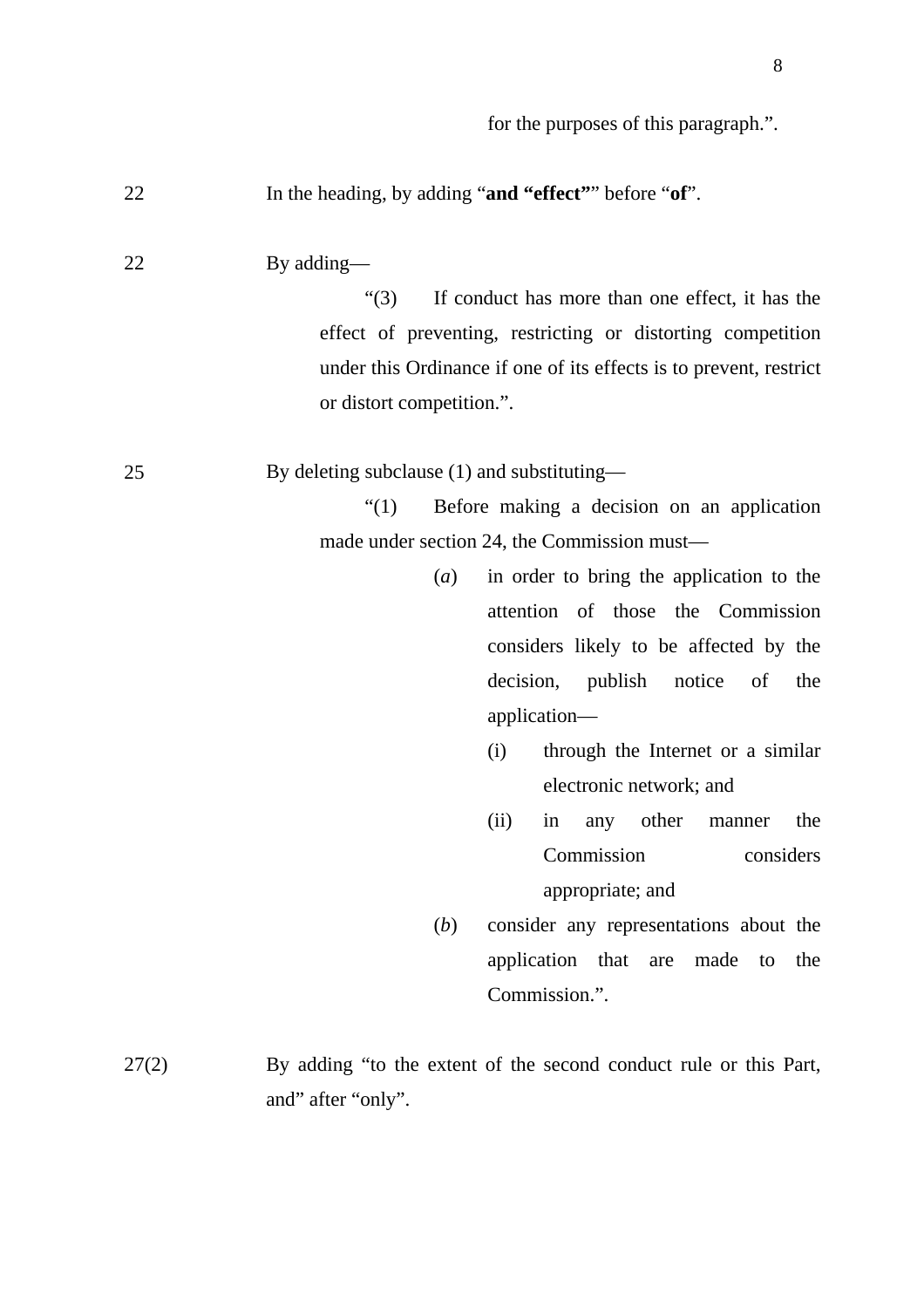for the purposes of this paragraph.".

| | |
|---|---|
| 22 | In the heading, by adding "**and "effect"**" before "**of**". |
| 22 | By adding—<br><br>"(3) If conduct has more than one effect, it has the effect of preventing, restricting or distorting competition under this Ordinance if one of its effects is to prevent, restrict or distort competition.". |
| 25 | By deleting subclause (1) and substituting—<br><br>"(1) Before making a decision on an application made under section 24, the Commission must—<br>(*a*) in order to bring the application to the attention of those the Commission considers likely to be affected by the decision, publish notice of the application—<br>(i) through the Internet or a similar electronic network; and<br>(ii) in any other manner the Commission considers appropriate; and<br>(*b*) consider any representations about the application that are made to the Commission.". |
| 27(2) | By adding "to the extent of the second conduct rule or this Part, and" after "only". |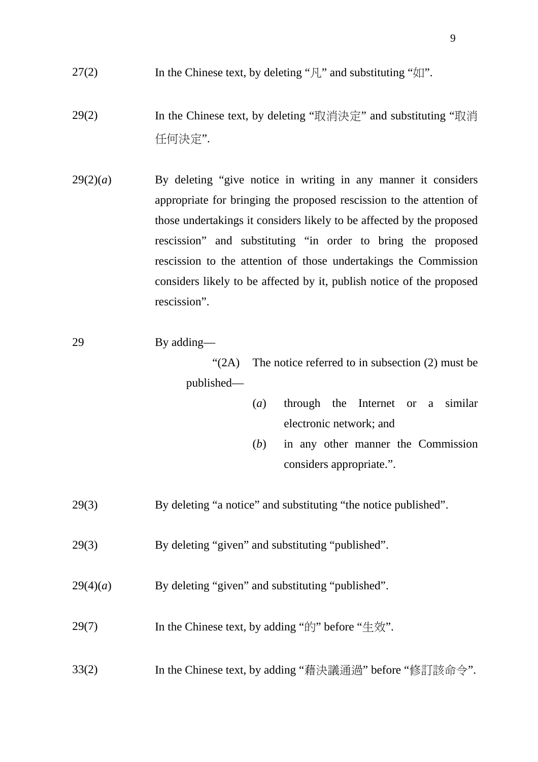27(2) In the Chinese text, by deleting “凡” and substituting “如”.

29(2) In the Chinese text, by deleting “取消決定” and substituting “取消任何決定”.

29(2)(*a*) By deleting “give notice in writing in any manner it considers appropriate for bringing the proposed rescission to the attention of those undertakings it considers likely to be affected by the proposed rescission” and substituting “in order to bring the proposed rescission to the attention of those undertakings the Commission considers likely to be affected by it, publish notice of the proposed rescission”.

29 By adding—

> “(2A) The notice referred to in subsection (2) must be published—
>
> (*a*) through the Internet or a similar electronic network; and
>
> (*b*) in any other manner the Commission considers appropriate.”.

29(3) By deleting “a notice” and substituting “the notice published”.

29(3) By deleting “given” and substituting “published”.

29(4)(*a*) By deleting “given” and substituting “published”.

29(7) In the Chinese text, by adding “的” before “生效”.

33(2) In the Chinese text, by adding “藉決議通過” before “修訂該命令”.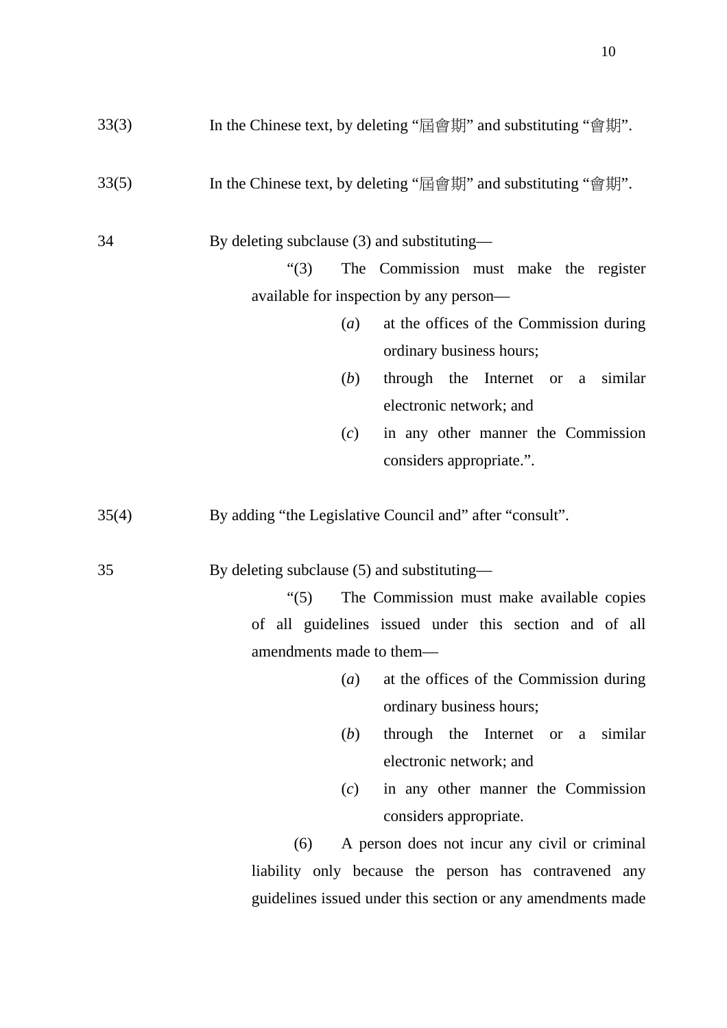33(3) In the Chinese text, by deleting "屆會期" and substituting "會期".

33(5) In the Chinese text, by deleting "屆會期" and substituting "會期".

34 By deleting subclause (3) and substituting—

"(3) The Commission must make the register available for inspection by any person—

(*a*) at the offices of the Commission during ordinary business hours;

(*b*) through the Internet or a similar electronic network; and

(*c*) in any other manner the Commission considers appropriate.".

35(4) By adding "the Legislative Council and" after "consult".

35 By deleting subclause (5) and substituting—

"(5) The Commission must make available copies of all guidelines issued under this section and of all amendments made to them—

(*a*) at the offices of the Commission during ordinary business hours;

(*b*) through the Internet or a similar electronic network; and

(*c*) in any other manner the Commission considers appropriate.

(6) A person does not incur any civil or criminal liability only because the person has contravened any guidelines issued under this section or any amendments made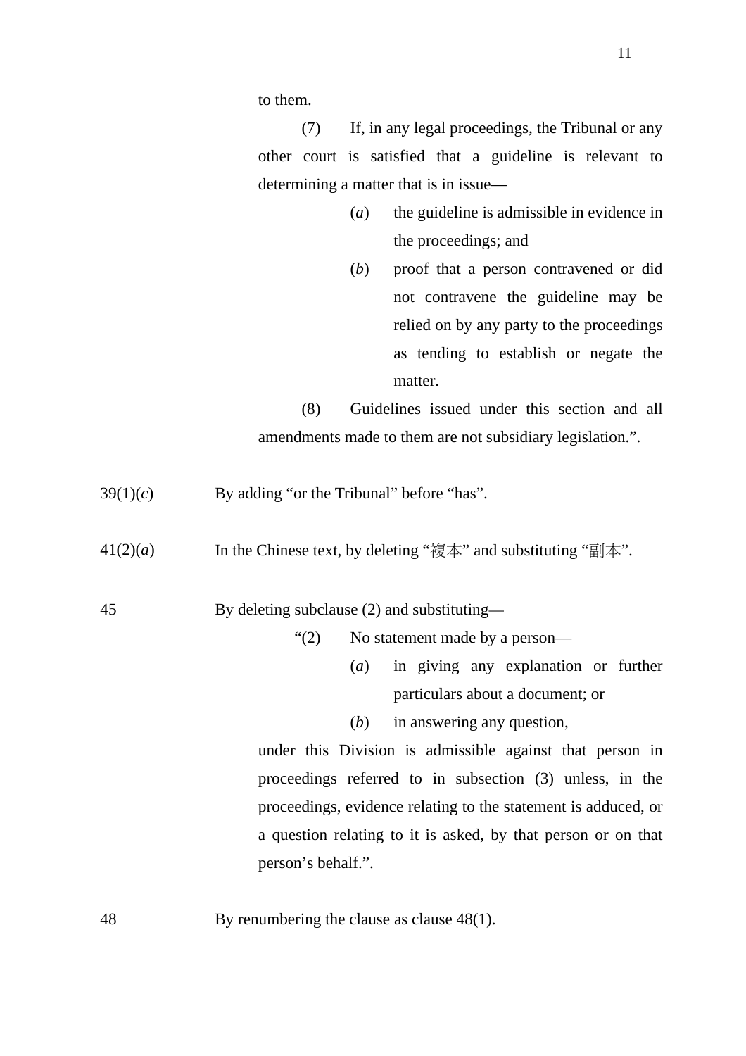to them.

(7) If, in any legal proceedings, the Tribunal or any other court is satisfied that a guideline is relevant to determining a matter that is in issue—

(*a*) the guideline is admissible in evidence in the proceedings; and

(*b*) proof that a person contravened or did not contravene the guideline may be relied on by any party to the proceedings as tending to establish or negate the matter.

(8) Guidelines issued under this section and all amendments made to them are not subsidiary legislation.".

| | |
|---|---|
| 39(1)(*c*) | By adding "or the Tribunal" before "has". |
| 41(2)(*a*) | In the Chinese text, by deleting "複本" and substituting "副本". |
| 45 | By deleting subclause (2) and substituting— |

"(2) No statement made by a person—

(*a*) in giving any explanation or further particulars about a document; or

(*b*) in answering any question,

under this Division is admissible against that person in proceedings referred to in subsection (3) unless, in the proceedings, evidence relating to the statement is adduced, or a question relating to it is asked, by that person or on that person's behalf.".

| | |
|---|---|
| 48 | By renumbering the clause as clause 48(1). |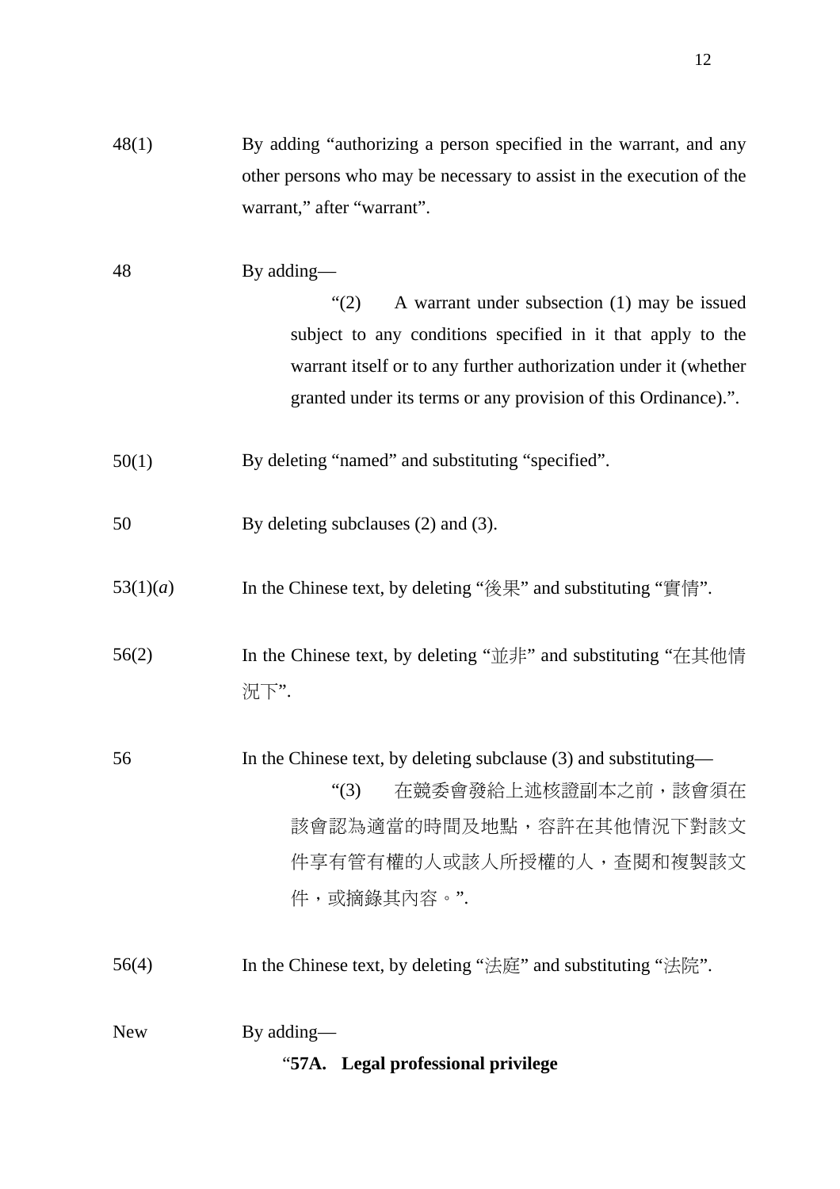| | |
|---|---|
| 48(1) | By adding "authorizing a person specified in the warrant, and any other persons who may be necessary to assist in the execution of the warrant," after "warrant". |
| 48 | By adding—<br>"(2) A warrant under subsection (1) may be issued subject to any conditions specified in it that apply to the warrant itself or to any further authorization under it (whether granted under its terms or any provision of this Ordinance).". |
| 50(1) | By deleting "named" and substituting "specified". |
| 50 | By deleting subclauses (2) and (3). |
| 53(1)(*a*) | In the Chinese text, by deleting "後果" and substituting "實情". |
| 56(2) | In the Chinese text, by deleting "並非" and substituting "在其他情況下". |
| 56 | In the Chinese text, by deleting subclause (3) and substituting—<br>"(3) 在競委會發給上述核證副本之前，該會須在該會認為適當的時間及地點，容許在其他情況下對該文件享有管有權的人或該人所授權的人，查閱和複製該文件，或摘錄其內容。". |
| 56(4) | In the Chinese text, by deleting "法庭" and substituting "法院". |
| New | By adding—<br>"**57A. Legal professional privilege** |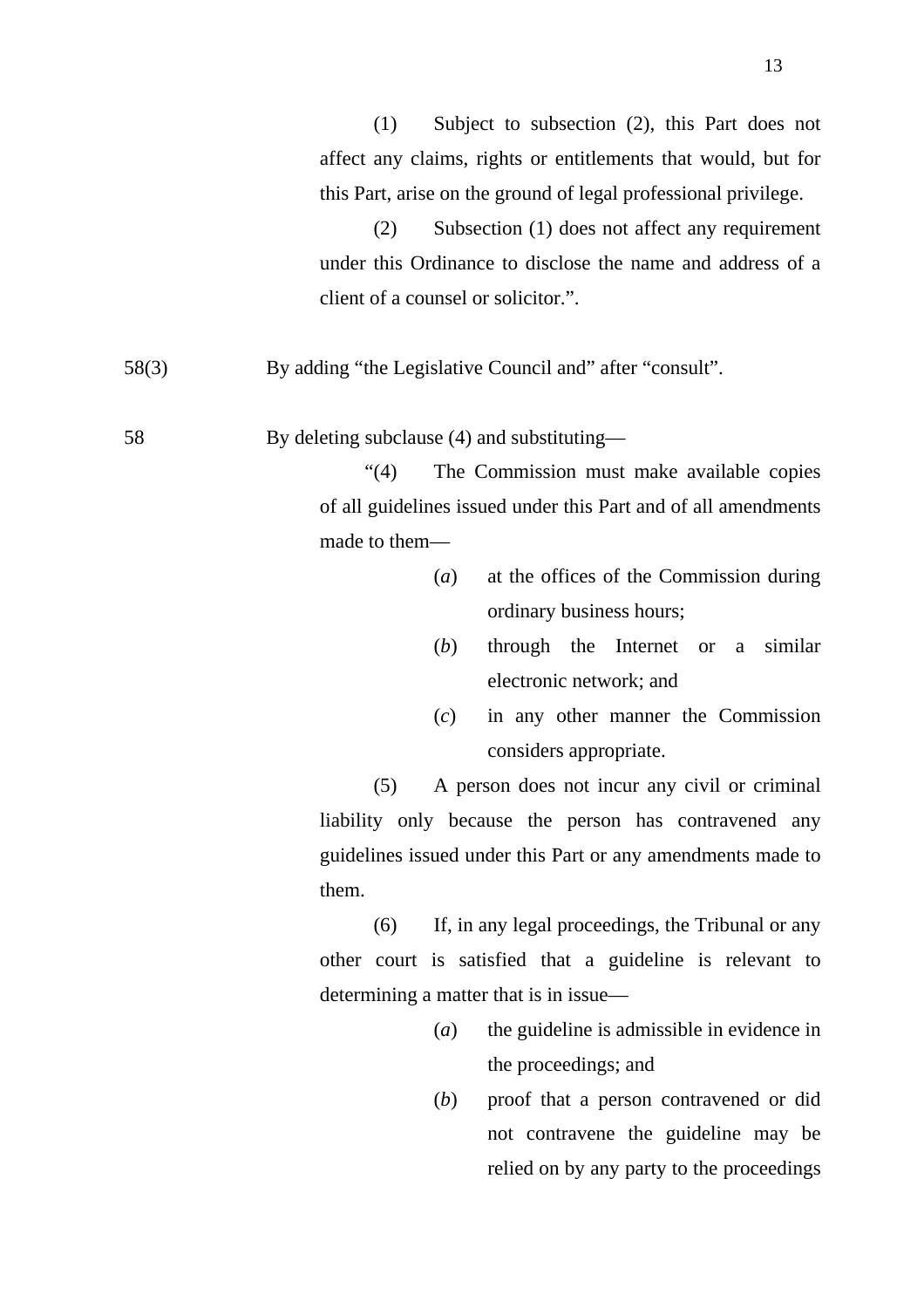(1) Subject to subsection (2), this Part does not affect any claims, rights or entitlements that would, but for this Part, arise on the ground of legal professional privilege.

(2) Subsection (1) does not affect any requirement under this Ordinance to disclose the name and address of a client of a counsel or solicitor.".

58(3) By adding "the Legislative Council and" after "consult".

58 By deleting subclause (4) and substituting—

"(4) The Commission must make available copies of all guidelines issued under this Part and of all amendments made to them—

(*a*) at the offices of the Commission during ordinary business hours;

(*b*) through the Internet or a similar electronic network; and

(*c*) in any other manner the Commission considers appropriate.

(5) A person does not incur any civil or criminal liability only because the person has contravened any guidelines issued under this Part or any amendments made to them.

(6) If, in any legal proceedings, the Tribunal or any other court is satisfied that a guideline is relevant to determining a matter that is in issue—

(*a*) the guideline is admissible in evidence in the proceedings; and

(*b*) proof that a person contravened or did not contravene the guideline may be relied on by any party to the proceedings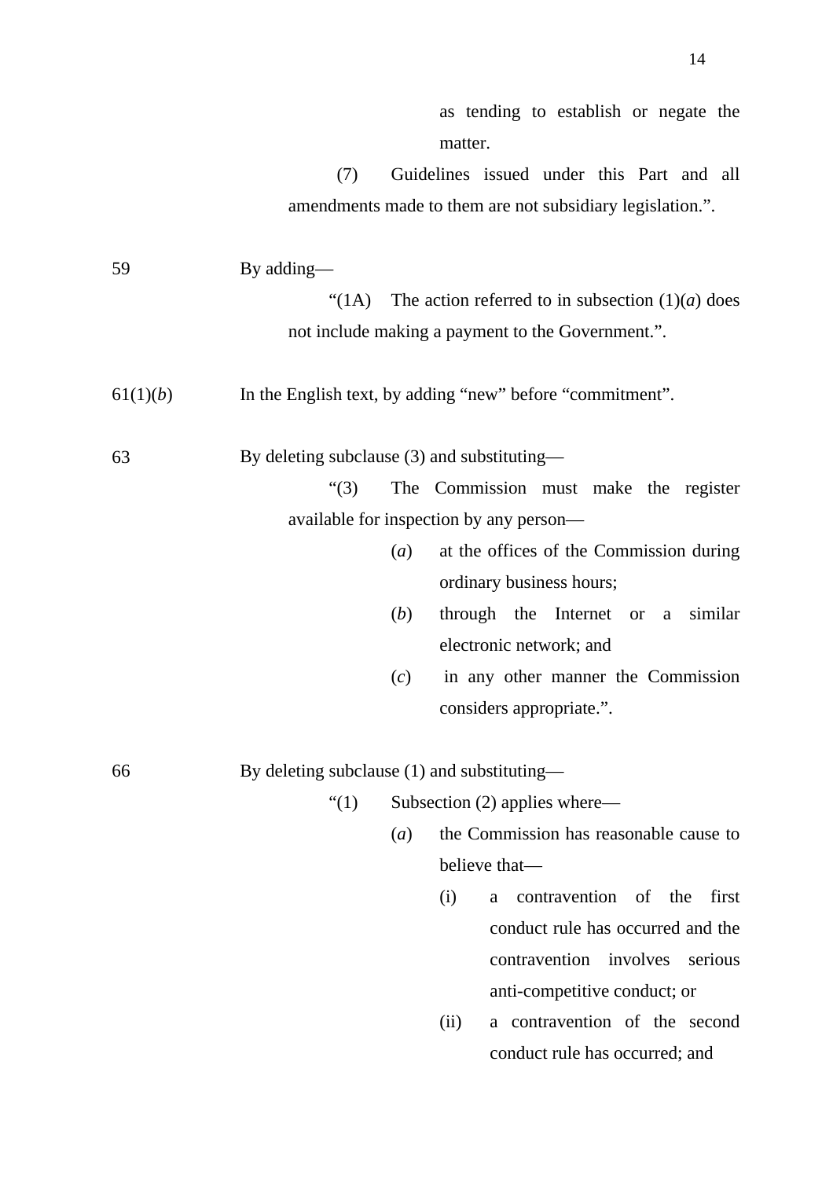as tending to establish or negate the matter.

(7) Guidelines issued under this Part and all amendments made to them are not subsidiary legislation.”.

59 By adding—

“(1A) The action referred to in subsection (1)(*a*) does not include making a payment to the Government.”.

61(1)(*b*) In the English text, by adding “new” before “commitment”.

63 By deleting subclause (3) and substituting—

“(3) The Commission must make the register available for inspection by any person—

(*a*) at the offices of the Commission during ordinary business hours;

(*b*) through the Internet or a similar electronic network; and

(*c*) in any other manner the Commission considers appropriate.”.

66 By deleting subclause (1) and substituting—

“(1) Subsection (2) applies where—

(*a*) the Commission has reasonable cause to believe that—

(i) a contravention of the first conduct rule has occurred and the contravention involves serious anti-competitive conduct; or

(ii) a contravention of the second conduct rule has occurred; and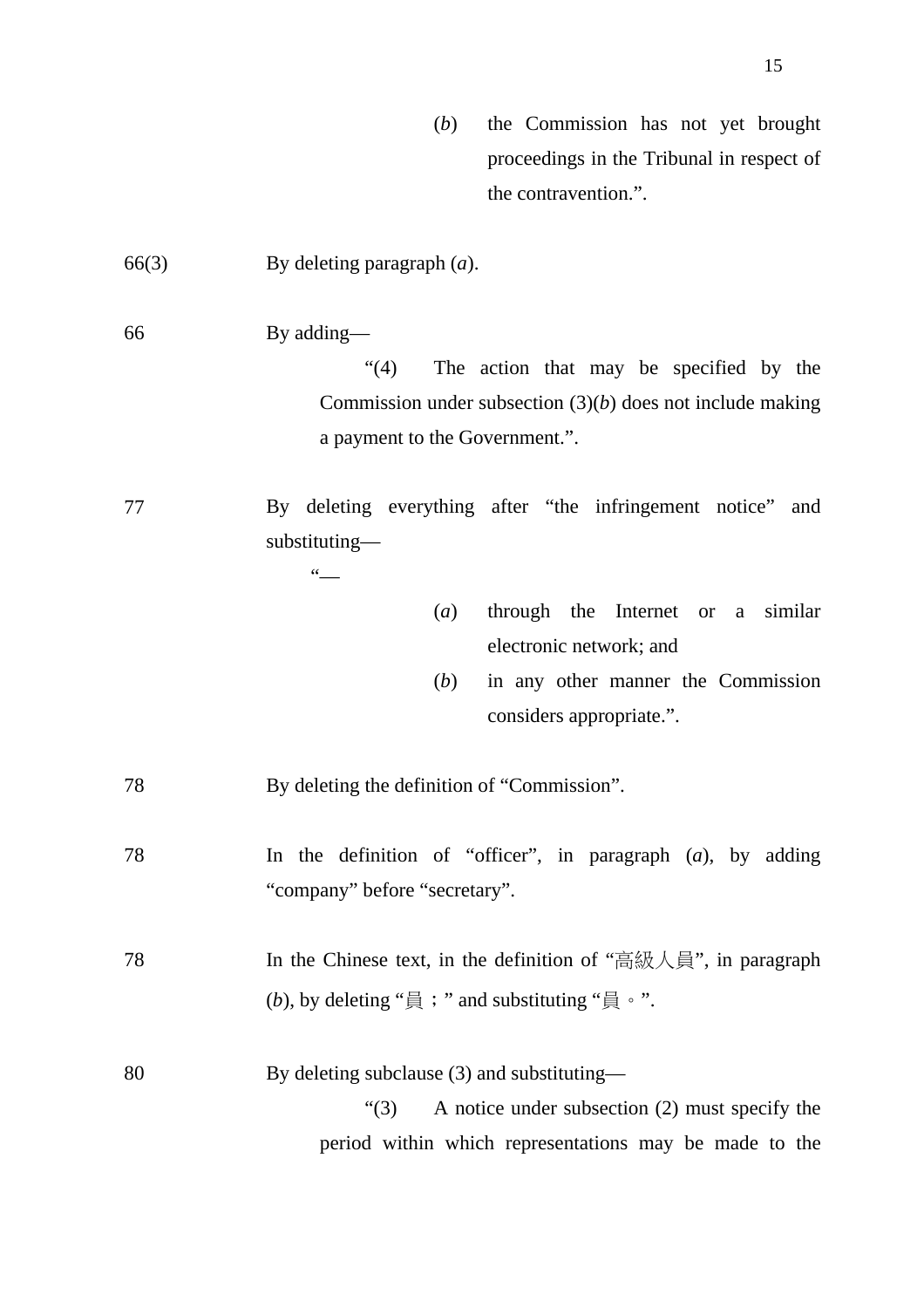(*b*) the Commission has not yet brought proceedings in the Tribunal in respect of the contravention.”.

| | |
|---|---|
| 66(3) | By deleting paragraph (*a*). |
| 66 | By adding—<br>“(4) The action that may be specified by the Commission under subsection (3)(*b*) does not include making a payment to the Government.”. |
| 77 | By deleting everything after “the infringement notice” and substituting—<br>“—<br>(*a*) through the Internet or a similar electronic network; and<br>(*b*) in any other manner the Commission considers appropriate.”. |
| 78 | By deleting the definition of “Commission”. |
| 78 | In the definition of “officer”, in paragraph (*a*), by adding “company” before “secretary”. |
| 78 | In the Chinese text, in the definition of “高級人員”, in paragraph (*b*), by deleting “員；” and substituting “員。”. |
| 80 | By deleting subclause (3) and substituting—<br>“(3) A notice under subsection (2) must specify the period within which representations may be made to the |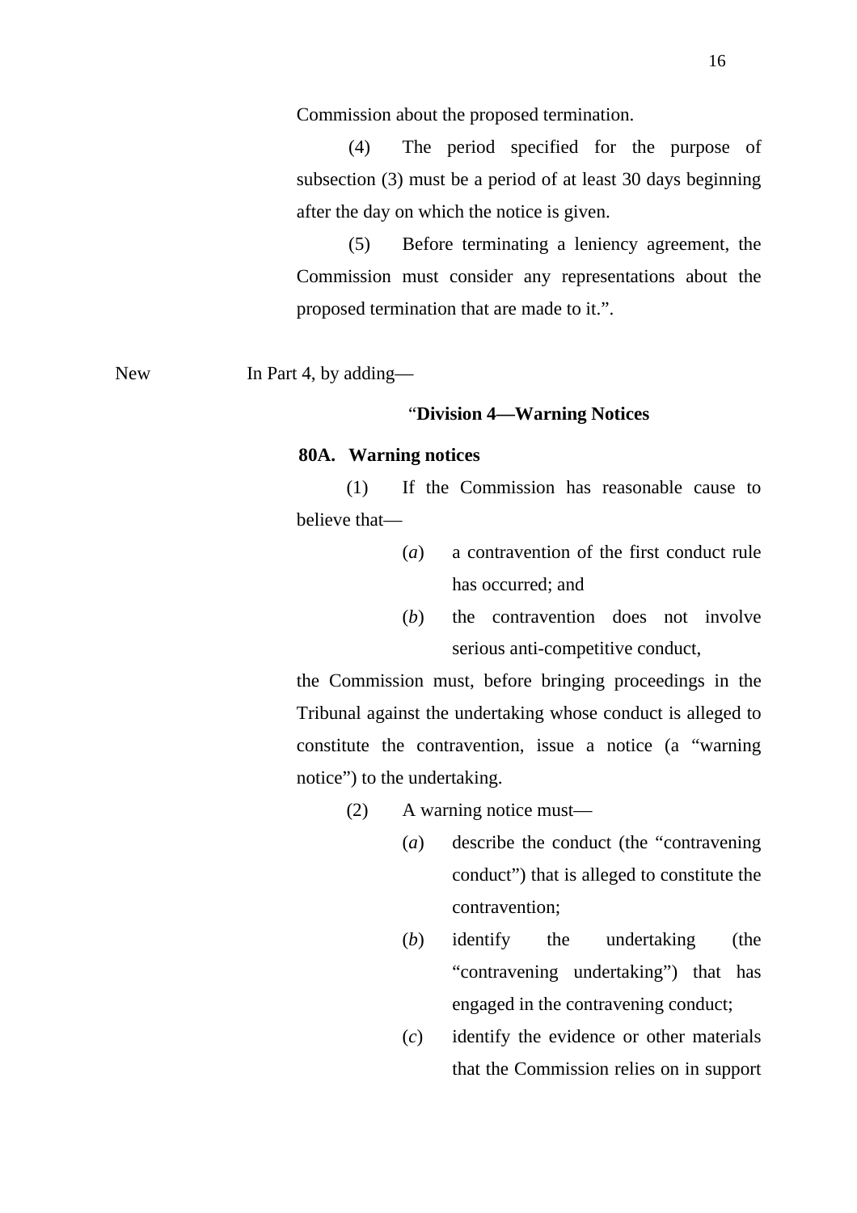Commission about the proposed termination.

(4) The period specified for the purpose of subsection (3) must be a period of at least 30 days beginning after the day on which the notice is given.

(5) Before terminating a leniency agreement, the Commission must consider any representations about the proposed termination that are made to it.".

New In Part 4, by adding—

"**Division 4—Warning Notices**

**80A. Warning notices**

(1) If the Commission has reasonable cause to believe that—

(*a*) a contravention of the first conduct rule has occurred; and

(*b*) the contravention does not involve serious anti-competitive conduct,

the Commission must, before bringing proceedings in the Tribunal against the undertaking whose conduct is alleged to constitute the contravention, issue a notice (a "warning notice") to the undertaking.

(2) A warning notice must—

(*a*) describe the conduct (the "contravening conduct") that is alleged to constitute the contravention;

(*b*) identify the undertaking (the "contravening undertaking") that has engaged in the contravening conduct;

(*c*) identify the evidence or other materials that the Commission relies on in support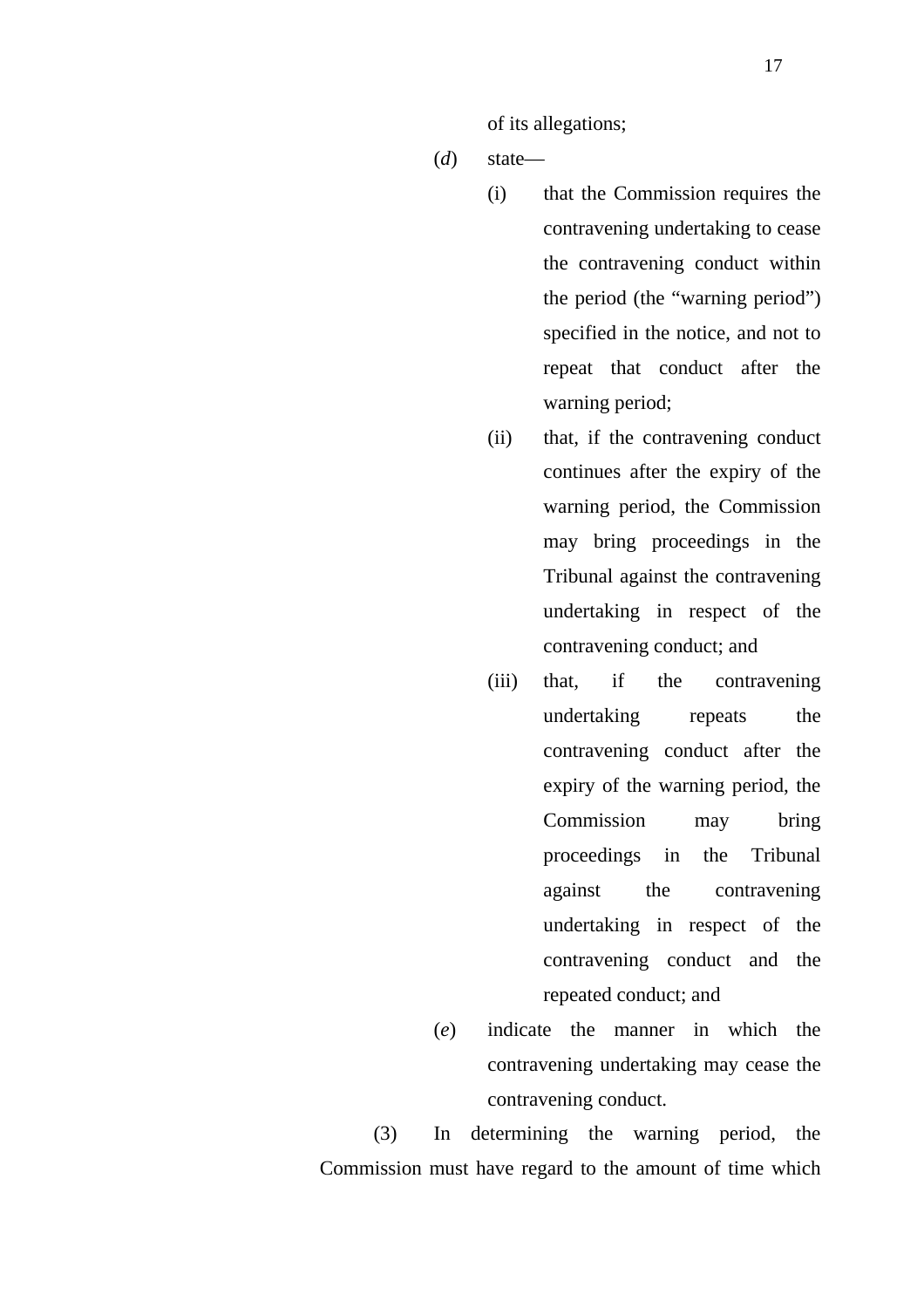of its allegations;

(*d*) state—

(i) that the Commission requires the contravening undertaking to cease the contravening conduct within the period (the "warning period") specified in the notice, and not to repeat that conduct after the warning period;

(ii) that, if the contravening conduct continues after the expiry of the warning period, the Commission may bring proceedings in the Tribunal against the contravening undertaking in respect of the contravening conduct; and

(iii) that, if the contravening undertaking repeats the contravening conduct after the expiry of the warning period, the Commission may bring proceedings in the Tribunal against the contravening undertaking in respect of the contravening conduct and the repeated conduct; and

(*e*) indicate the manner in which the contravening undertaking may cease the contravening conduct.

(3) In determining the warning period, the Commission must have regard to the amount of time which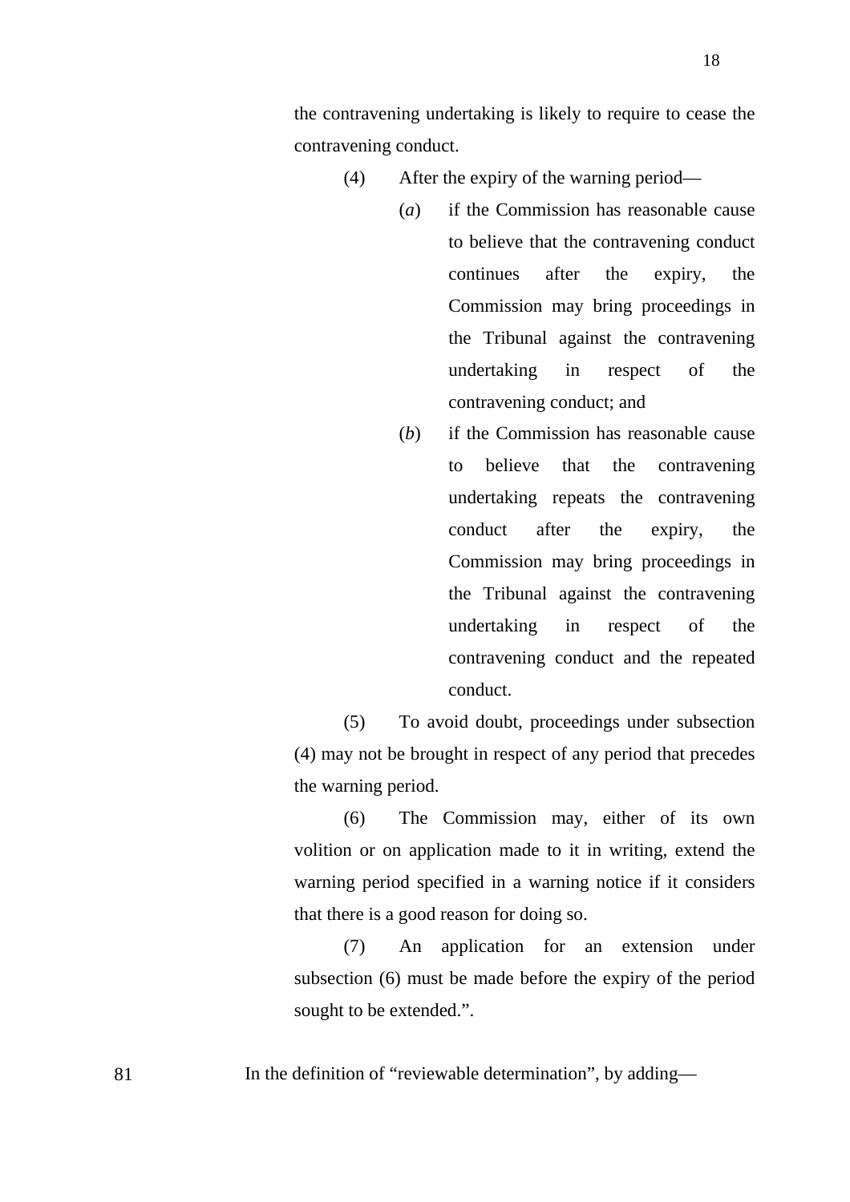the contravening undertaking is likely to require to cease the contravening conduct.

(4) After the expiry of the warning period—

(*a*) if the Commission has reasonable cause to believe that the contravening conduct continues after the expiry, the Commission may bring proceedings in the Tribunal against the contravening undertaking in respect of the contravening conduct; and

(*b*) if the Commission has reasonable cause to believe that the contravening undertaking repeats the contravening conduct after the expiry, the Commission may bring proceedings in the Tribunal against the contravening undertaking in respect of the contravening conduct and the repeated conduct.

(5) To avoid doubt, proceedings under subsection (4) may not be brought in respect of any period that precedes the warning period.

(6) The Commission may, either of its own volition or on application made to it in writing, extend the warning period specified in a warning notice if it considers that there is a good reason for doing so.

(7) An application for an extension under subsection (6) must be made before the expiry of the period sought to be extended.".

81 In the definition of "reviewable determination", by adding—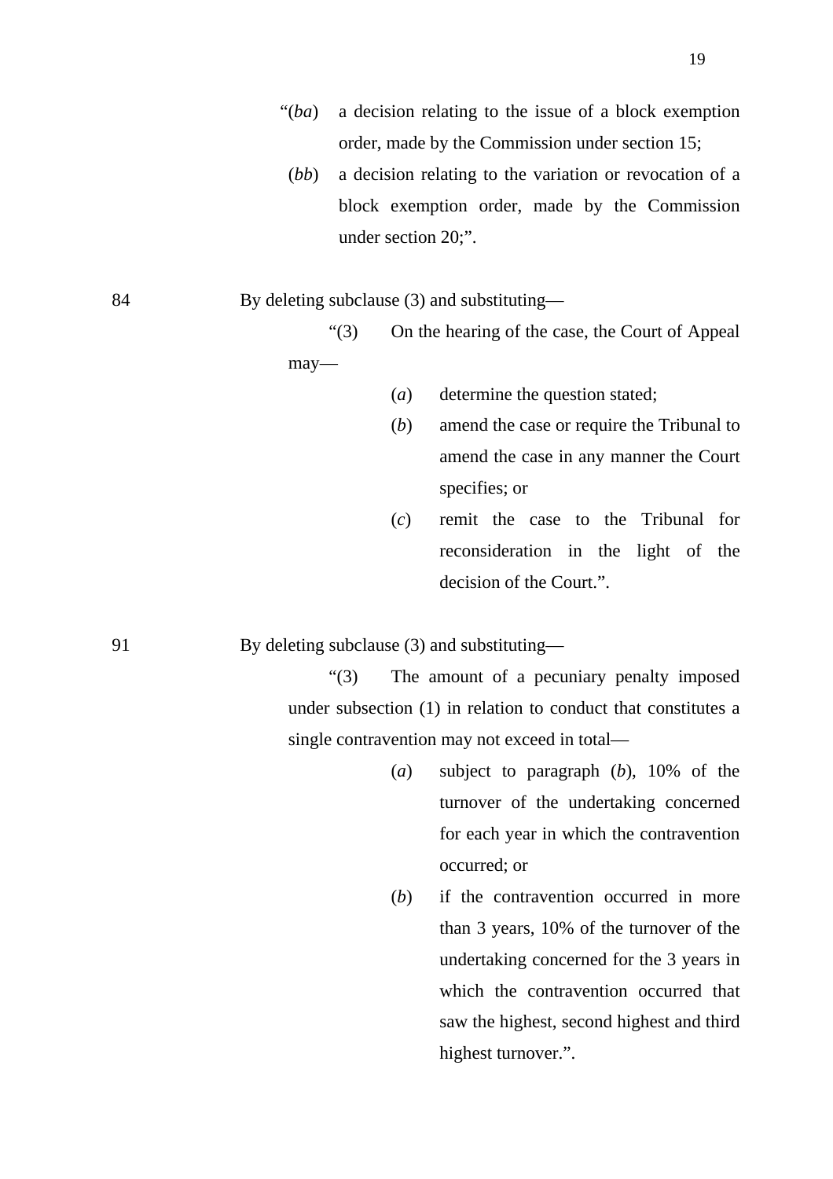"(*ba*) a decision relating to the issue of a block exemption order, made by the Commission under section 15;

(*bb*) a decision relating to the variation or revocation of a block exemption order, made by the Commission under section 20;".

84 By deleting subclause (3) and substituting—

"(3) On the hearing of the case, the Court of Appeal may—

(*a*) determine the question stated;

(*b*) amend the case or require the Tribunal to amend the case in any manner the Court specifies; or

(*c*) remit the case to the Tribunal for reconsideration in the light of the decision of the Court.".

91 By deleting subclause (3) and substituting—

"(3) The amount of a pecuniary penalty imposed under subsection (1) in relation to conduct that constitutes a single contravention may not exceed in total—

(*a*) subject to paragraph (*b*), 10% of the turnover of the undertaking concerned for each year in which the contravention occurred; or

(*b*) if the contravention occurred in more than 3 years, 10% of the turnover of the undertaking concerned for the 3 years in which the contravention occurred that saw the highest, second highest and third highest turnover.".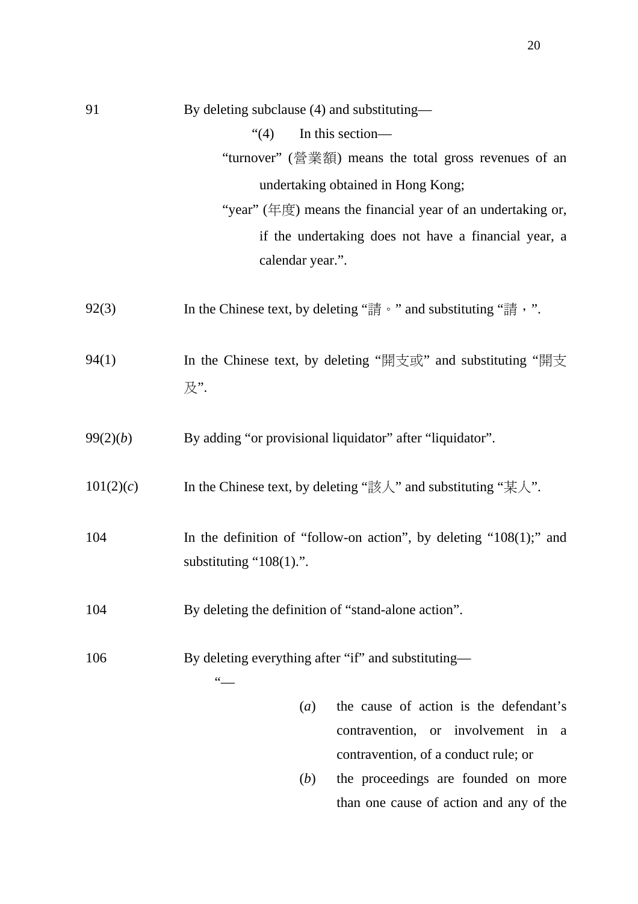91 By deleting subclause (4) and substituting—

> "(4) In this section—
>
> "turnover" (營業額) means the total gross revenues of an undertaking obtained in Hong Kong;
>
> "year" (年度) means the financial year of an undertaking or, if the undertaking does not have a financial year, a calendar year.".

92(3) In the Chinese text, by deleting "請。" and substituting "請，".

94(1) In the Chinese text, by deleting "開支或" and substituting "開支及".

99(2)(*b*) By adding "or provisional liquidator" after "liquidator".

101(2)(*c*) In the Chinese text, by deleting "該人" and substituting "某人".

104 In the definition of "follow-on action", by deleting "108(1);" and substituting "108(1).".

104 By deleting the definition of "stand-alone action".

106 By deleting everything after "if" and substituting—

> "—
>
> (*a*) the cause of action is the defendant's contravention, or involvement in a contravention, of a conduct rule; or
>
> (*b*) the proceedings are founded on more than one cause of action and any of the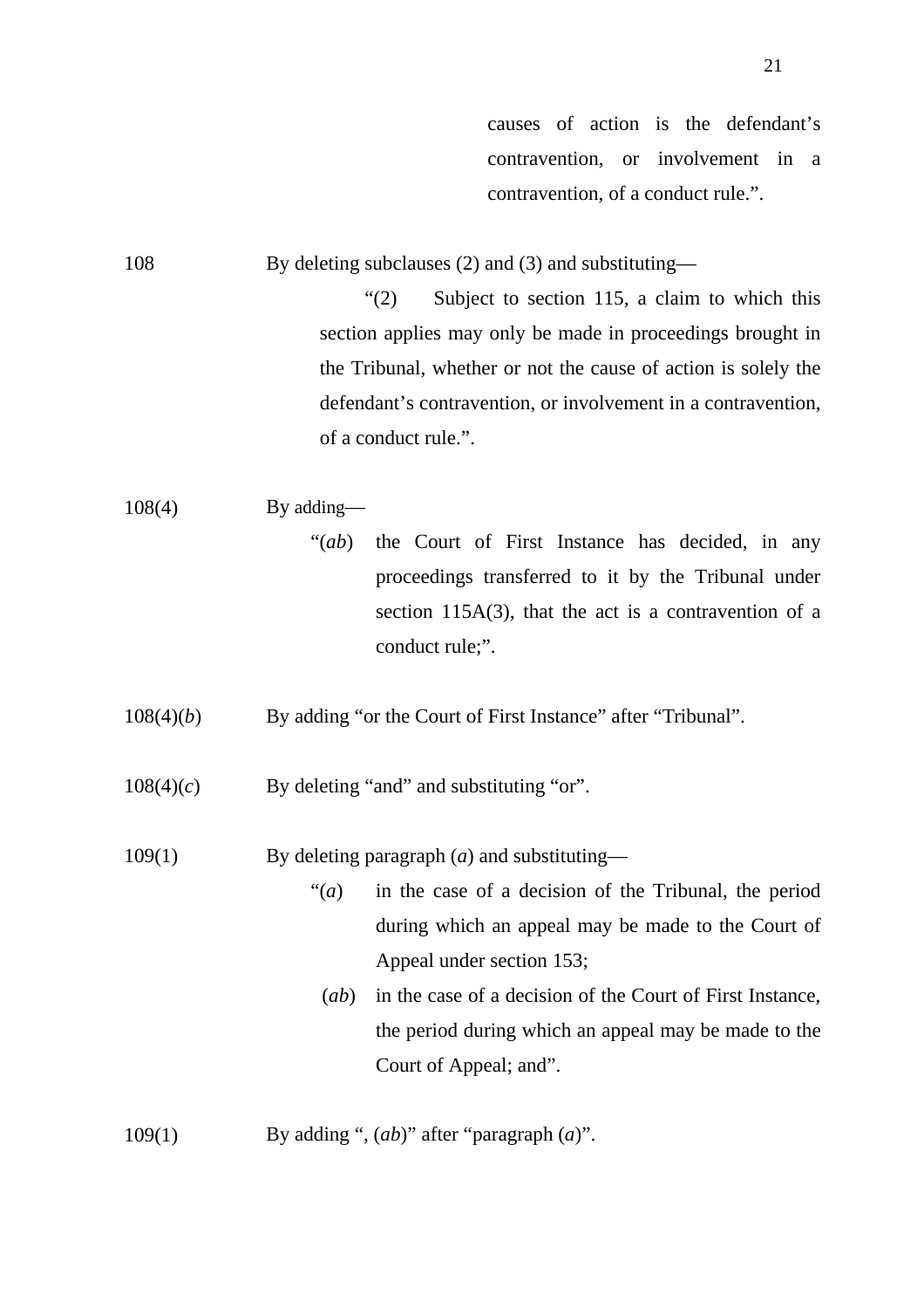causes of action is the defendant's contravention, or involvement in a contravention, of a conduct rule.".

108 By deleting subclauses (2) and (3) and substituting—

"(2) Subject to section 115, a claim to which this section applies may only be made in proceedings brought in the Tribunal, whether or not the cause of action is solely the defendant's contravention, or involvement in a contravention, of a conduct rule.".

108(4) By adding—

"(*ab*) the Court of First Instance has decided, in any proceedings transferred to it by the Tribunal under section 115A(3), that the act is a contravention of a conduct rule;".

108(4)(*b*) By adding "or the Court of First Instance" after "Tribunal".

108(4)(*c*) By deleting "and" and substituting "or".

109(1) By deleting paragraph (*a*) and substituting—

"(*a*) in the case of a decision of the Tribunal, the period during which an appeal may be made to the Court of Appeal under section 153;

(*ab*) in the case of a decision of the Court of First Instance, the period during which an appeal may be made to the Court of Appeal; and".

109(1) By adding ", (*ab*)" after "paragraph (*a*)".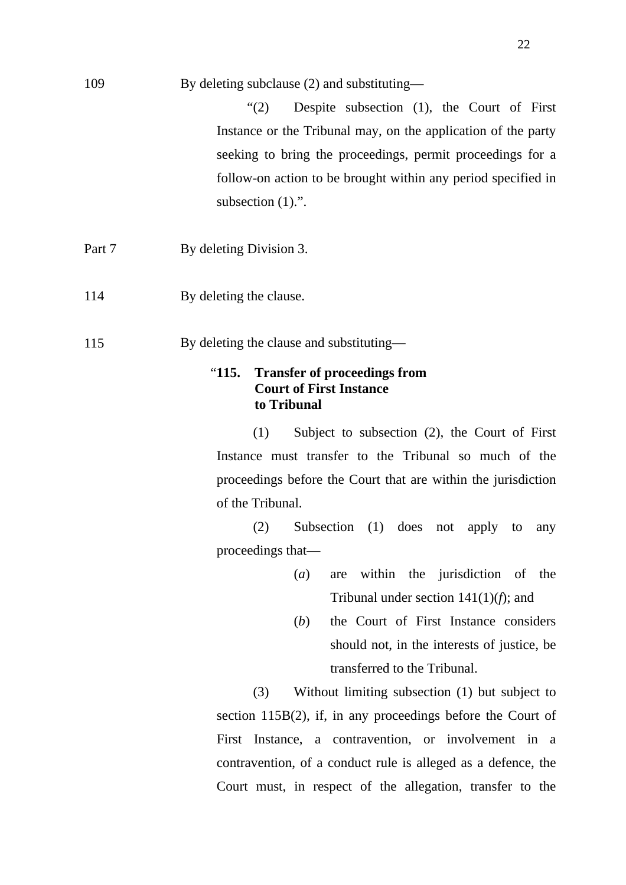109 By deleting subclause (2) and substituting—

> "(2) Despite subsection (1), the Court of First Instance or the Tribunal may, on the application of the party seeking to bring the proceedings, permit proceedings for a follow-on action to be brought within any period specified in subsection (1).".

Part 7 By deleting Division 3.

114 By deleting the clause.

115 By deleting the clause and substituting—

> "**115. Transfer of proceedings from Court of First Instance to Tribunal**
>
> (1) Subject to subsection (2), the Court of First Instance must transfer to the Tribunal so much of the proceedings before the Court that are within the jurisdiction of the Tribunal.
>
> (2) Subsection (1) does not apply to any proceedings that—
>
> (*a*) are within the jurisdiction of the Tribunal under section 141(1)(*f*); and
>
> (*b*) the Court of First Instance considers should not, in the interests of justice, be transferred to the Tribunal.
>
> (3) Without limiting subsection (1) but subject to section 115B(2), if, in any proceedings before the Court of First Instance, a contravention, or involvement in a contravention, of a conduct rule is alleged as a defence, the Court must, in respect of the allegation, transfer to the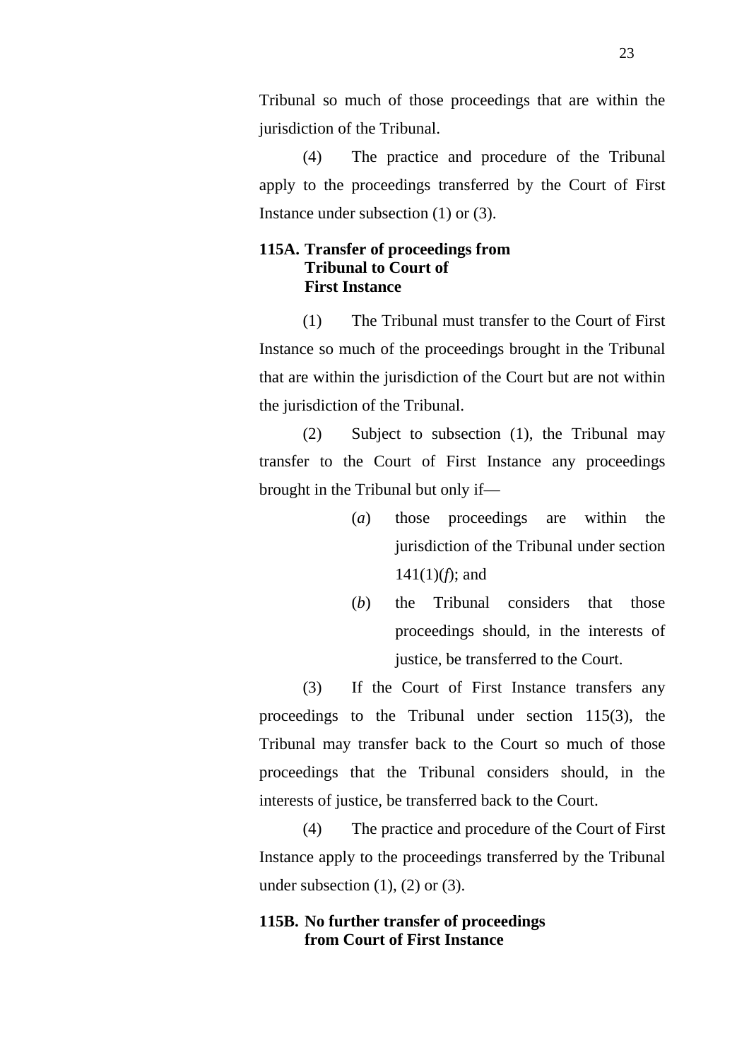Tribunal so much of those proceedings that are within the jurisdiction of the Tribunal.

(4) The practice and procedure of the Tribunal apply to the proceedings transferred by the Court of First Instance under subsection (1) or (3).

**115A. Transfer of proceedings from Tribunal to Court of First Instance**

(1) The Tribunal must transfer to the Court of First Instance so much of the proceedings brought in the Tribunal that are within the jurisdiction of the Court but are not within the jurisdiction of the Tribunal.

(2) Subject to subsection (1), the Tribunal may transfer to the Court of First Instance any proceedings brought in the Tribunal but only if—

(*a*) those proceedings are within the jurisdiction of the Tribunal under section 141(1)(*f*); and

(*b*) the Tribunal considers that those proceedings should, in the interests of justice, be transferred to the Court.

(3) If the Court of First Instance transfers any proceedings to the Tribunal under section 115(3), the Tribunal may transfer back to the Court so much of those proceedings that the Tribunal considers should, in the interests of justice, be transferred back to the Court.

(4) The practice and procedure of the Court of First Instance apply to the proceedings transferred by the Tribunal under subsection (1), (2) or (3).

**115B. No further transfer of proceedings from Court of First Instance**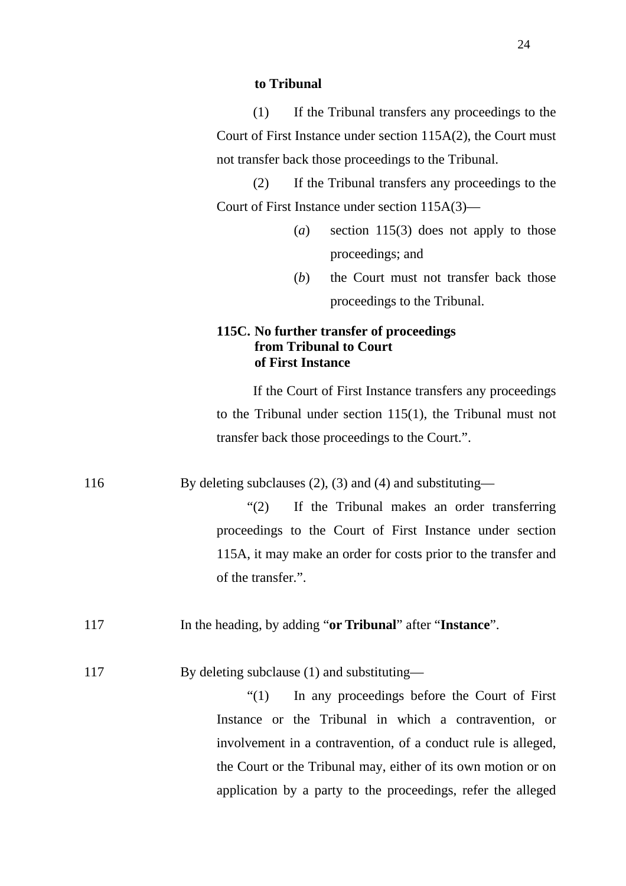**to Tribunal**

(1) If the Tribunal transfers any proceedings to the Court of First Instance under section 115A(2), the Court must not transfer back those proceedings to the Tribunal.

(2) If the Tribunal transfers any proceedings to the Court of First Instance under section 115A(3)—

(*a*) section 115(3) does not apply to those proceedings; and

(*b*) the Court must not transfer back those proceedings to the Tribunal.

**115C. No further transfer of proceedings from Tribunal to Court of First Instance**

If the Court of First Instance transfers any proceedings to the Tribunal under section 115(1), the Tribunal must not transfer back those proceedings to the Court.".

116 By deleting subclauses (2), (3) and (4) and substituting—

"(2) If the Tribunal makes an order transferring proceedings to the Court of First Instance under section 115A, it may make an order for costs prior to the transfer and of the transfer.".

117 In the heading, by adding "**or Tribunal**" after "**Instance**".

117 By deleting subclause (1) and substituting—

"(1) In any proceedings before the Court of First Instance or the Tribunal in which a contravention, or involvement in a contravention, of a conduct rule is alleged, the Court or the Tribunal may, either of its own motion or on application by a party to the proceedings, refer the alleged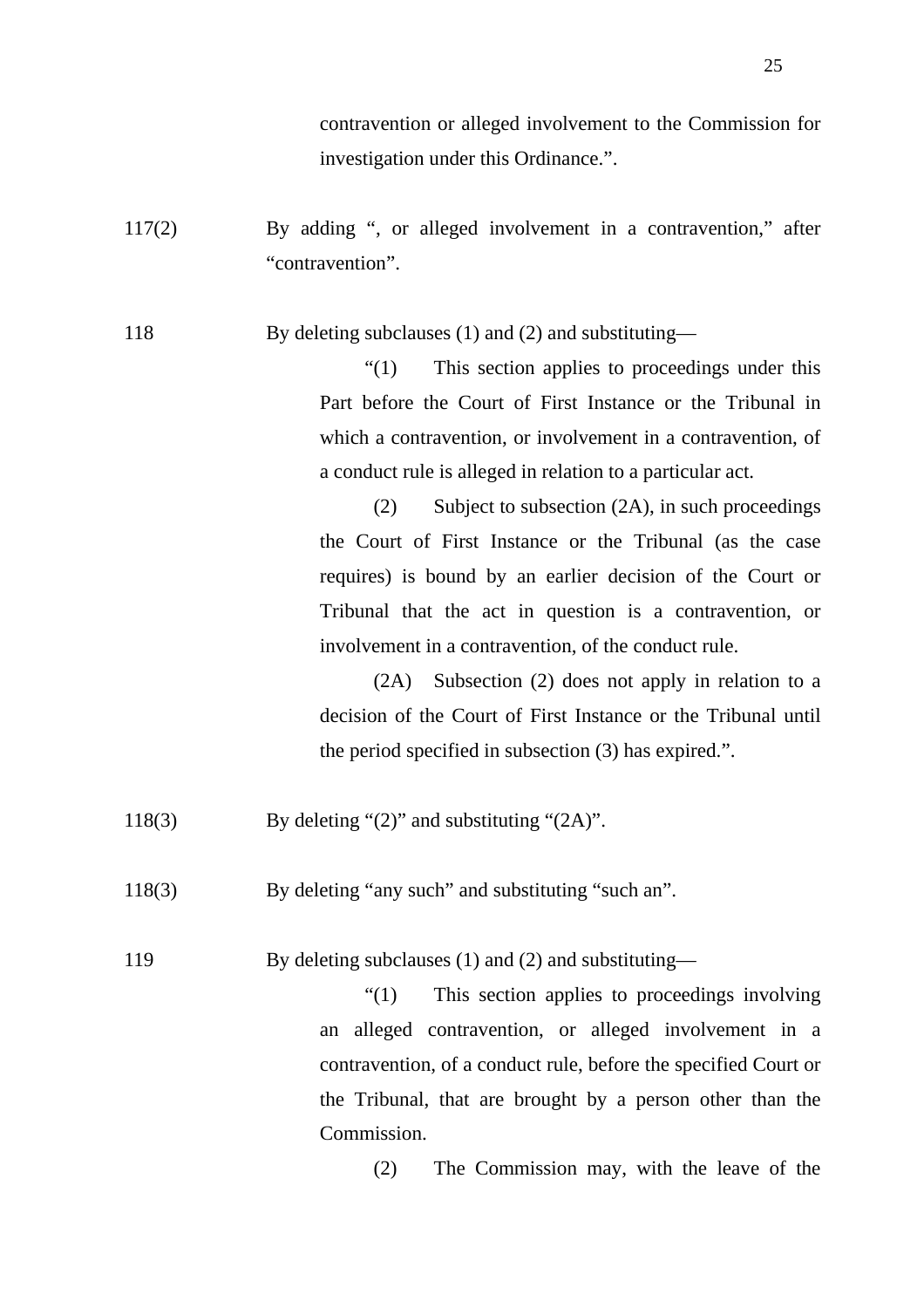contravention or alleged involvement to the Commission for investigation under this Ordinance.".

117(2) By adding ", or alleged involvement in a contravention," after "contravention".

118 By deleting subclauses (1) and (2) and substituting—

"(1) This section applies to proceedings under this Part before the Court of First Instance or the Tribunal in which a contravention, or involvement in a contravention, of a conduct rule is alleged in relation to a particular act.

(2) Subject to subsection (2A), in such proceedings the Court of First Instance or the Tribunal (as the case requires) is bound by an earlier decision of the Court or Tribunal that the act in question is a contravention, or involvement in a contravention, of the conduct rule.

(2A) Subsection (2) does not apply in relation to a decision of the Court of First Instance or the Tribunal until the period specified in subsection (3) has expired.".

118(3) By deleting "(2)" and substituting "(2A)".

118(3) By deleting "any such" and substituting "such an".

119 By deleting subclauses (1) and (2) and substituting—

"(1) This section applies to proceedings involving an alleged contravention, or alleged involvement in a contravention, of a conduct rule, before the specified Court or the Tribunal, that are brought by a person other than the Commission.

(2) The Commission may, with the leave of the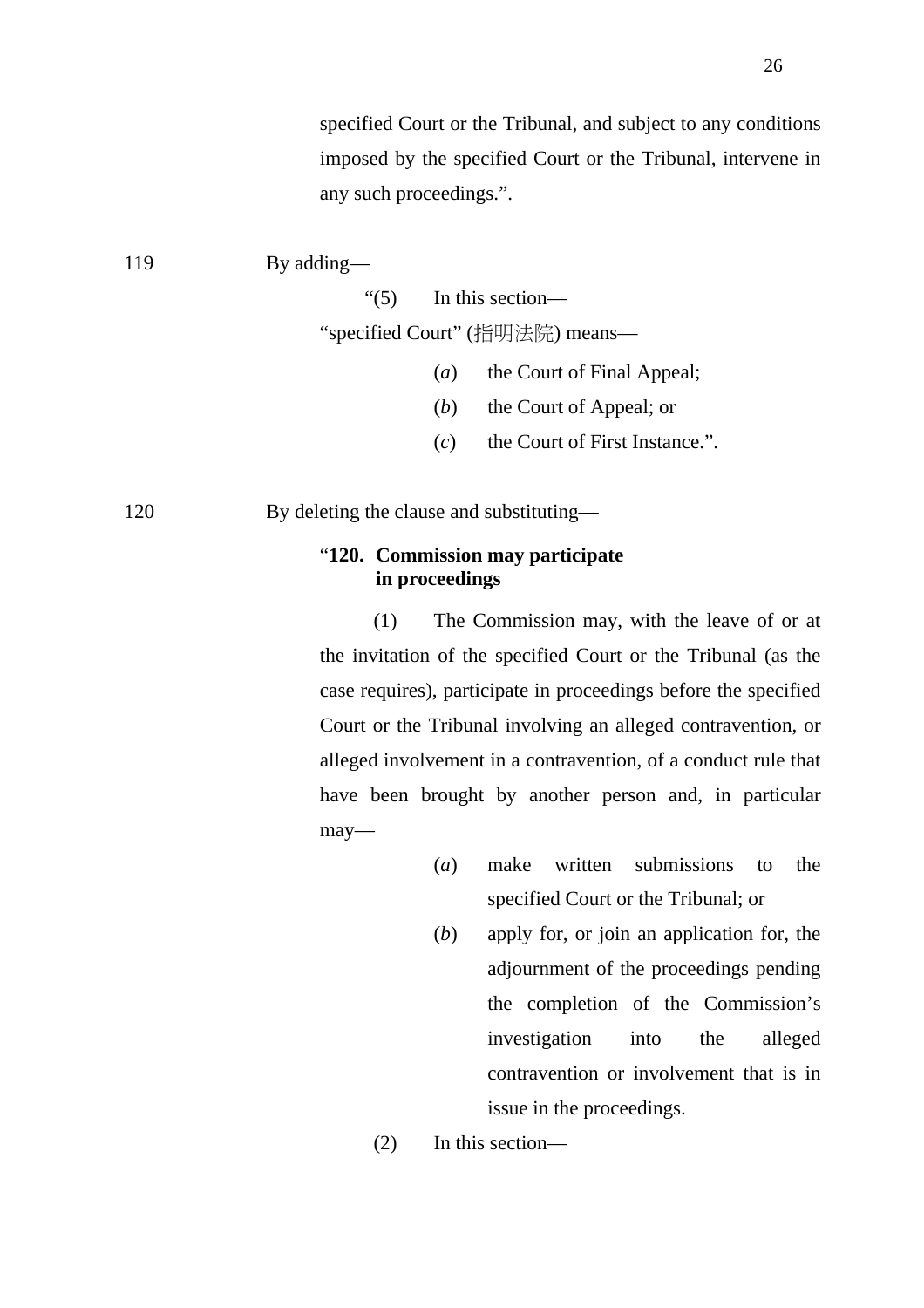specified Court or the Tribunal, and subject to any conditions imposed by the specified Court or the Tribunal, intervene in any such proceedings.”.

119 By adding—

“(5) In this section—

“specified Court” (指明法院) means—

(*a*) the Court of Final Appeal;

(*b*) the Court of Appeal; or

(*c*) the Court of First Instance.”.

120 By deleting the clause and substituting—

“**120. Commission may participate in proceedings**

(1) The Commission may, with the leave of or at the invitation of the specified Court or the Tribunal (as the case requires), participate in proceedings before the specified Court or the Tribunal involving an alleged contravention, or alleged involvement in a contravention, of a conduct rule that have been brought by another person and, in particular may—

(*a*) make written submissions to the specified Court or the Tribunal; or

(*b*) apply for, or join an application for, the adjournment of the proceedings pending the completion of the Commission’s investigation into the alleged contravention or involvement that is in issue in the proceedings.

(2) In this section—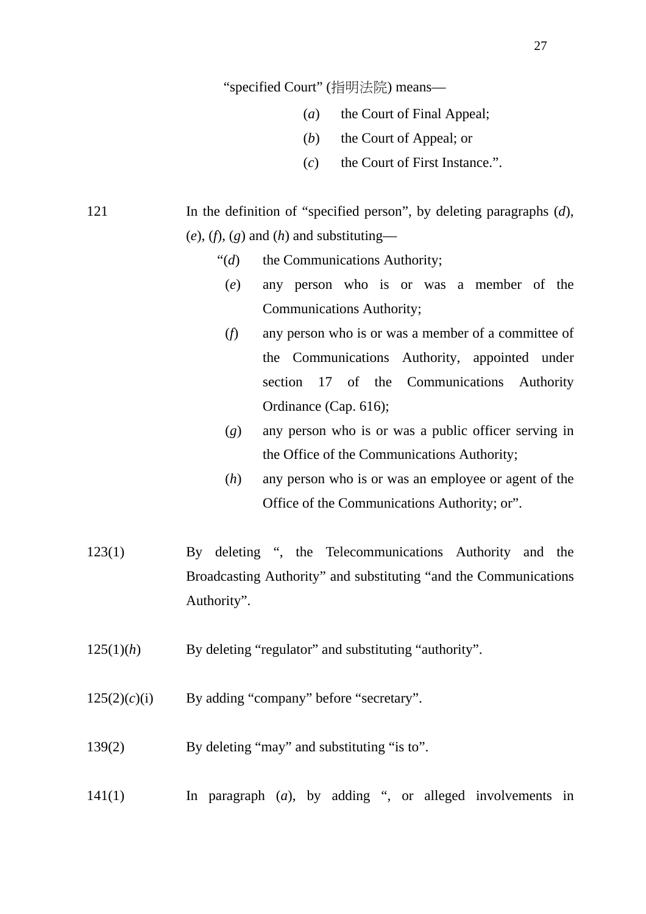"specified Court" (指明法院) means—

(*a*) the Court of Final Appeal;

(*b*) the Court of Appeal; or

(*c*) the Court of First Instance.".

121 In the definition of "specified person", by deleting paragraphs (*d*), (*e*), (*f*), (*g*) and (*h*) and substituting—

"(*d*) the Communications Authority;

(*e*) any person who is or was a member of the Communications Authority;

(*f*) any person who is or was a member of a committee of the Communications Authority, appointed under section 17 of the Communications Authority Ordinance (Cap. 616);

(*g*) any person who is or was a public officer serving in the Office of the Communications Authority;

(*h*) any person who is or was an employee or agent of the Office of the Communications Authority; or".

123(1) By deleting ", the Telecommunications Authority and the Broadcasting Authority" and substituting "and the Communications Authority".

125(1)(*h*) By deleting "regulator" and substituting "authority".

125(2)(*c*)(i) By adding "company" before "secretary".

139(2) By deleting "may" and substituting "is to".

141(1) In paragraph (*a*), by adding ", or alleged involvements in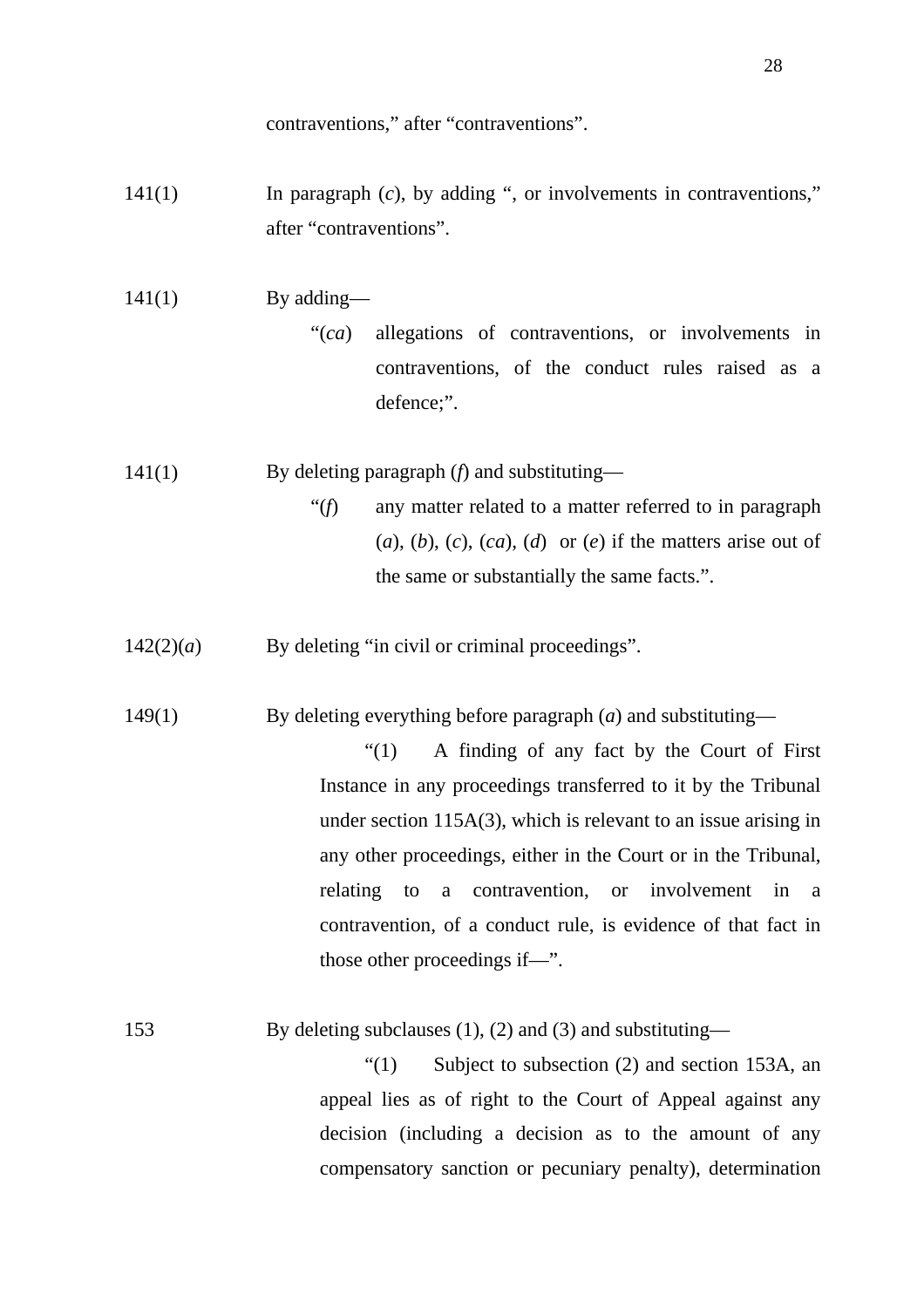contraventions," after "contraventions".

141(1) In paragraph (*c*), by adding ", or involvements in contraventions," after "contraventions".

141(1) By adding—

"(*ca*) allegations of contraventions, or involvements in contraventions, of the conduct rules raised as a defence;".

141(1) By deleting paragraph (*f*) and substituting—

"(*f*) any matter related to a matter referred to in paragraph (*a*), (*b*), (*c*), (*ca*), (*d*) or (*e*) if the matters arise out of the same or substantially the same facts.".

142(2)(*a*) By deleting "in civil or criminal proceedings".

149(1) By deleting everything before paragraph (*a*) and substituting—

"(1) A finding of any fact by the Court of First Instance in any proceedings transferred to it by the Tribunal under section 115A(3), which is relevant to an issue arising in any other proceedings, either in the Court or in the Tribunal, relating to a contravention, or involvement in a contravention, of a conduct rule, is evidence of that fact in those other proceedings if—".

153 By deleting subclauses (1), (2) and (3) and substituting—

"(1) Subject to subsection (2) and section 153A, an appeal lies as of right to the Court of Appeal against any decision (including a decision as to the amount of any compensatory sanction or pecuniary penalty), determination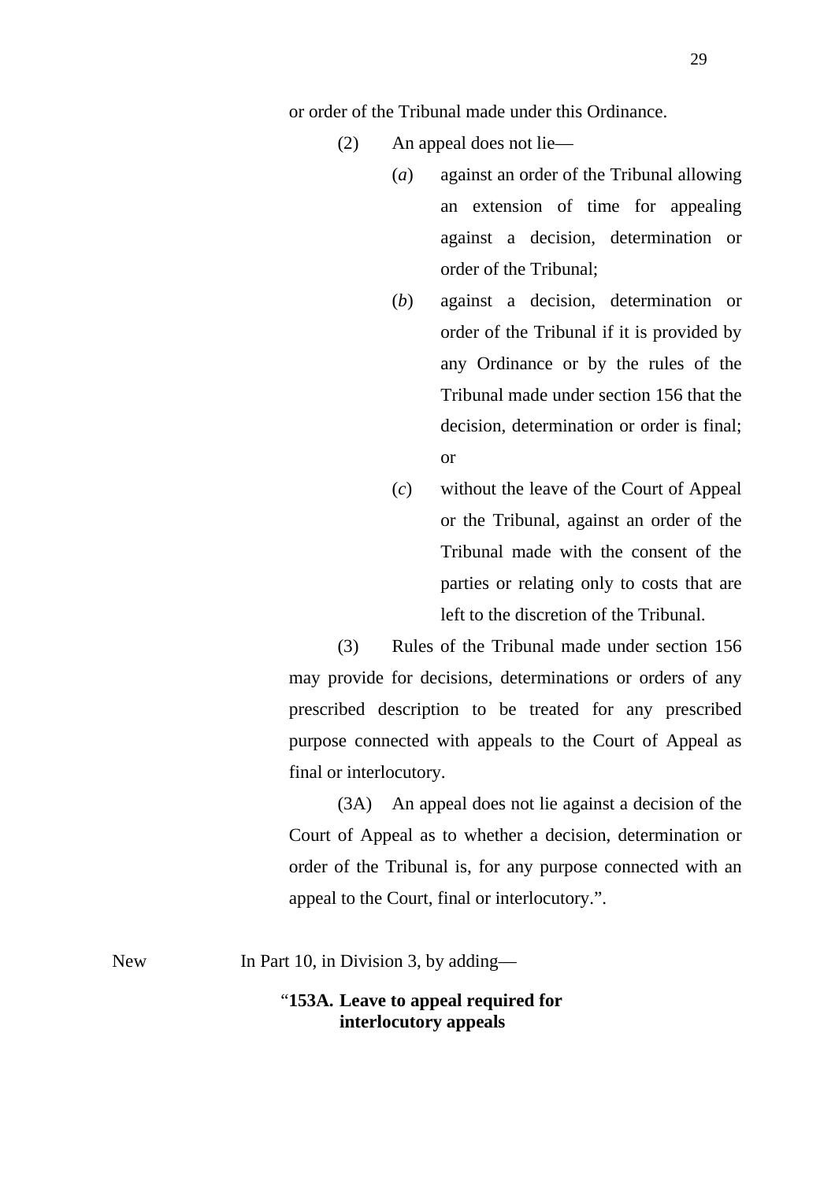or order of the Tribunal made under this Ordinance.

(2) An appeal does not lie—

(*a*) against an order of the Tribunal allowing an extension of time for appealing against a decision, determination or order of the Tribunal;

(*b*) against a decision, determination or order of the Tribunal if it is provided by any Ordinance or by the rules of the Tribunal made under section 156 that the decision, determination or order is final; or

(*c*) without the leave of the Court of Appeal or the Tribunal, against an order of the Tribunal made with the consent of the parties or relating only to costs that are left to the discretion of the Tribunal.

(3) Rules of the Tribunal made under section 156 may provide for decisions, determinations or orders of any prescribed description to be treated for any prescribed purpose connected with appeals to the Court of Appeal as final or interlocutory.

(3A) An appeal does not lie against a decision of the Court of Appeal as to whether a decision, determination or order of the Tribunal is, for any purpose connected with an appeal to the Court, final or interlocutory.".

New In Part 10, in Division 3, by adding—

"**153A. Leave to appeal required for interlocutory appeals**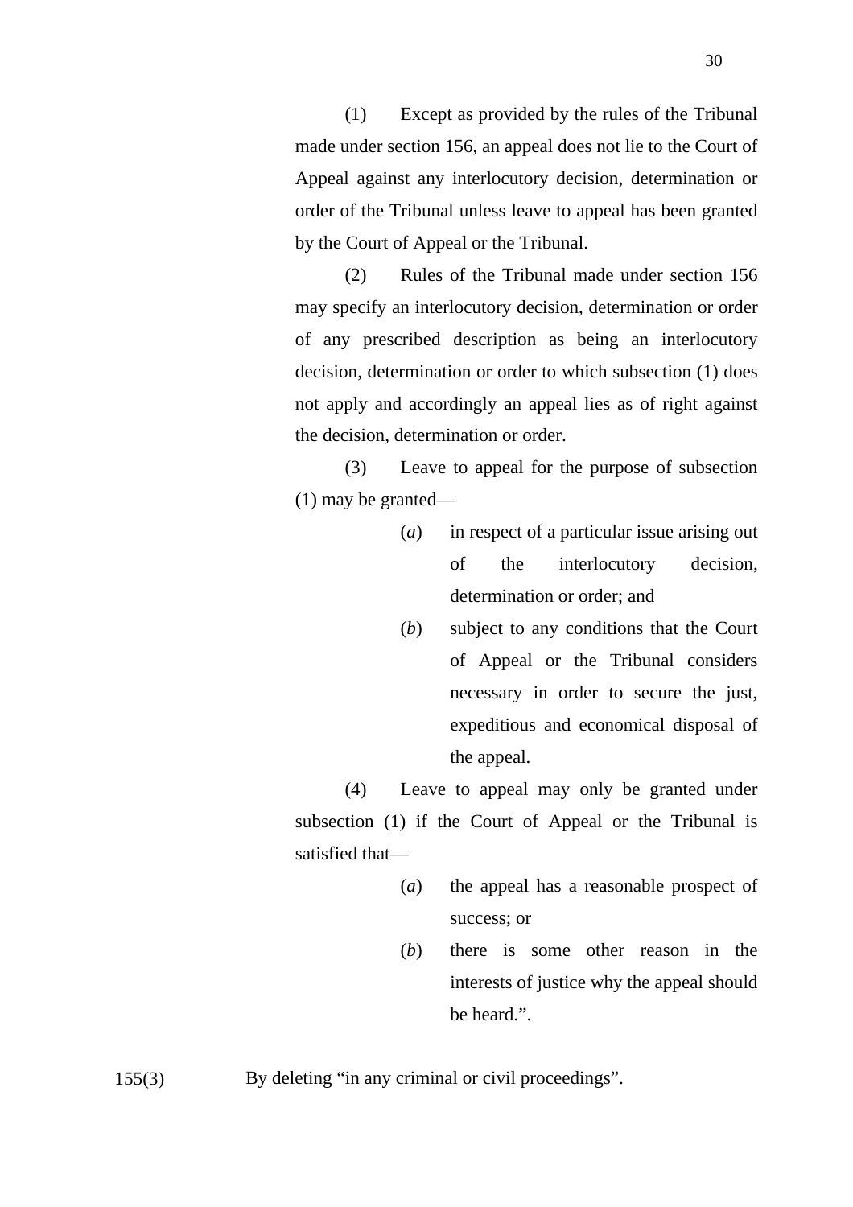(1) Except as provided by the rules of the Tribunal made under section 156, an appeal does not lie to the Court of Appeal against any interlocutory decision, determination or order of the Tribunal unless leave to appeal has been granted by the Court of Appeal or the Tribunal.

(2) Rules of the Tribunal made under section 156 may specify an interlocutory decision, determination or order of any prescribed description as being an interlocutory decision, determination or order to which subsection (1) does not apply and accordingly an appeal lies as of right against the decision, determination or order.

(3) Leave to appeal for the purpose of subsection (1) may be granted—

- (*a*) in respect of a particular issue arising out of the interlocutory decision, determination or order; and
- (*b*) subject to any conditions that the Court of Appeal or the Tribunal considers necessary in order to secure the just, expeditious and economical disposal of the appeal.

(4) Leave to appeal may only be granted under subsection (1) if the Court of Appeal or the Tribunal is satisfied that—

- (*a*) the appeal has a reasonable prospect of success; or
- (*b*) there is some other reason in the interests of justice why the appeal should be heard.".

155(3) By deleting "in any criminal or civil proceedings".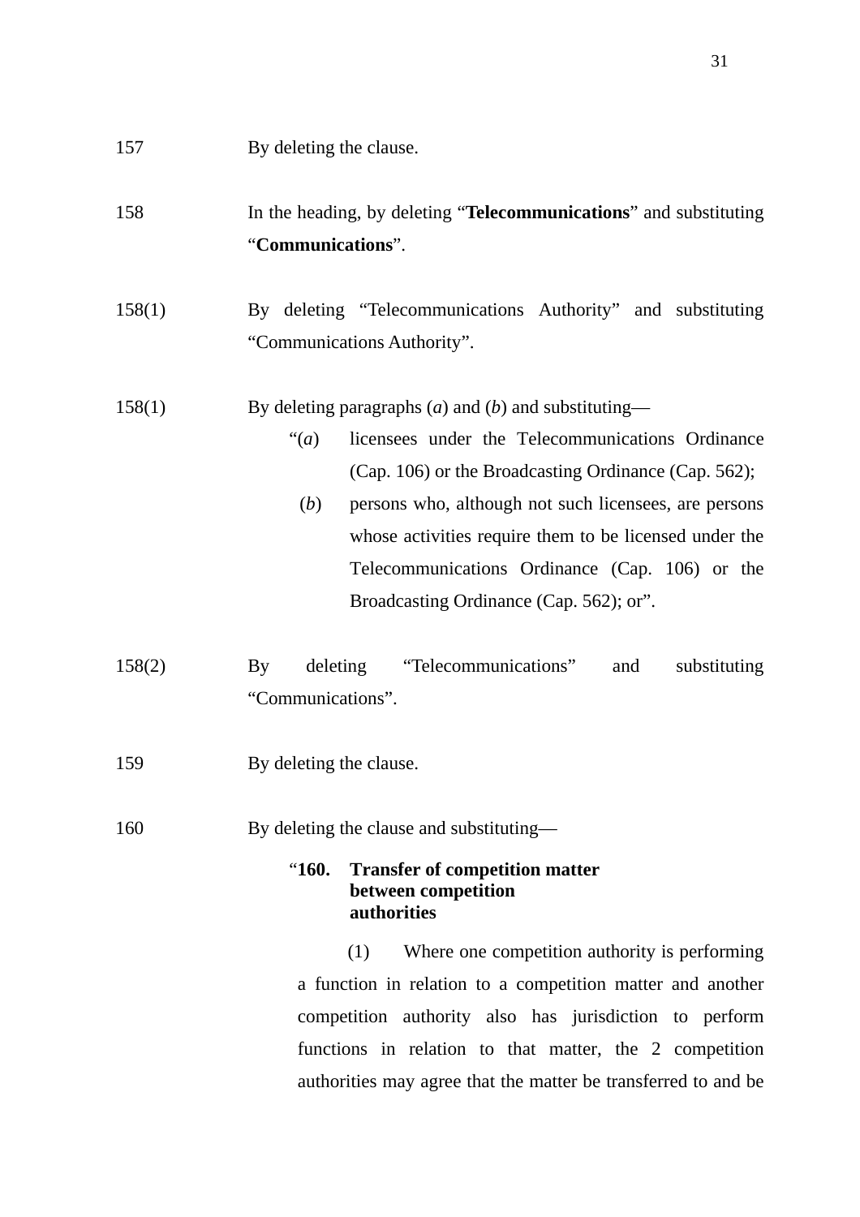157 By deleting the clause.

158 In the heading, by deleting "**Telecommunications**" and substituting "**Communications**".

158(1) By deleting "Telecommunications Authority" and substituting "Communications Authority".

158(1) By deleting paragraphs (*a*) and (*b*) and substituting—

"(*a*) licensees under the Telecommunications Ordinance (Cap. 106) or the Broadcasting Ordinance (Cap. 562);

(*b*) persons who, although not such licensees, are persons whose activities require them to be licensed under the Telecommunications Ordinance (Cap. 106) or the Broadcasting Ordinance (Cap. 562); or".

158(2) By deleting "Telecommunications" and substituting "Communications".

159 By deleting the clause.

160 By deleting the clause and substituting—

"**160. Transfer of competition matter between competition authorities**

(1) Where one competition authority is performing a function in relation to a competition matter and another competition authority also has jurisdiction to perform functions in relation to that matter, the 2 competition authorities may agree that the matter be transferred to and be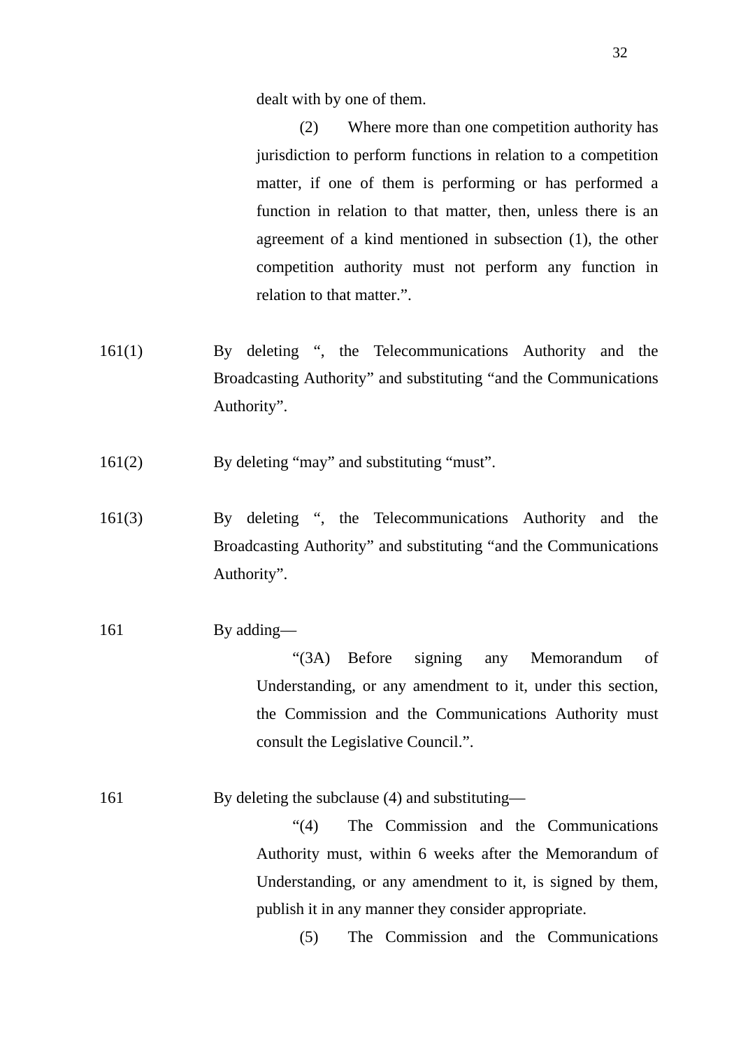dealt with by one of them.

(2) Where more than one competition authority has jurisdiction to perform functions in relation to a competition matter, if one of them is performing or has performed a function in relation to that matter, then, unless there is an agreement of a kind mentioned in subsection (1), the other competition authority must not perform any function in relation to that matter.".

| | |
|---|---|
| 161(1) | By deleting ", the Telecommunications Authority and the Broadcasting Authority" and substituting "and the Communications Authority". |
| 161(2) | By deleting "may" and substituting "must". |
| 161(3) | By deleting ", the Telecommunications Authority and the Broadcasting Authority" and substituting "and the Communications Authority". |
| 161 | By adding—<br>"(3A) Before signing any Memorandum of Understanding, or any amendment to it, under this section, the Commission and the Communications Authority must consult the Legislative Council.". |
| 161 | By deleting the subclause (4) and substituting—<br>"(4) The Commission and the Communications Authority must, within 6 weeks after the Memorandum of Understanding, or any amendment to it, is signed by them, publish it in any manner they consider appropriate.<br>(5) The Commission and the Communications |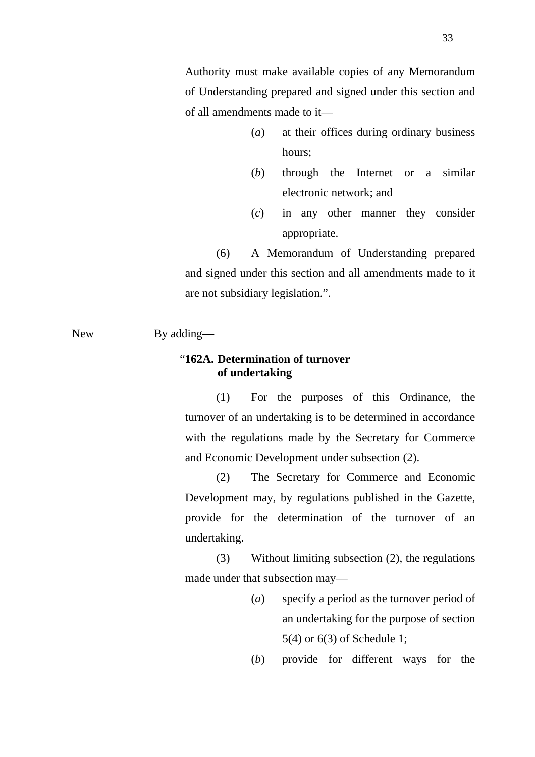Authority must make available copies of any Memorandum of Understanding prepared and signed under this section and of all amendments made to it—

(*a*) at their offices during ordinary business hours;

(*b*) through the Internet or a similar electronic network; and

(*c*) in any other manner they consider appropriate.

(6) A Memorandum of Understanding prepared and signed under this section and all amendments made to it are not subsidiary legislation.”.

New By adding—

“**162A. Determination of turnover of undertaking**

(1) For the purposes of this Ordinance, the turnover of an undertaking is to be determined in accordance with the regulations made by the Secretary for Commerce and Economic Development under subsection (2).

(2) The Secretary for Commerce and Economic Development may, by regulations published in the Gazette, provide for the determination of the turnover of an undertaking.

(3) Without limiting subsection (2), the regulations made under that subsection may—

(*a*) specify a period as the turnover period of an undertaking for the purpose of section 5(4) or 6(3) of Schedule 1;

(*b*) provide for different ways for the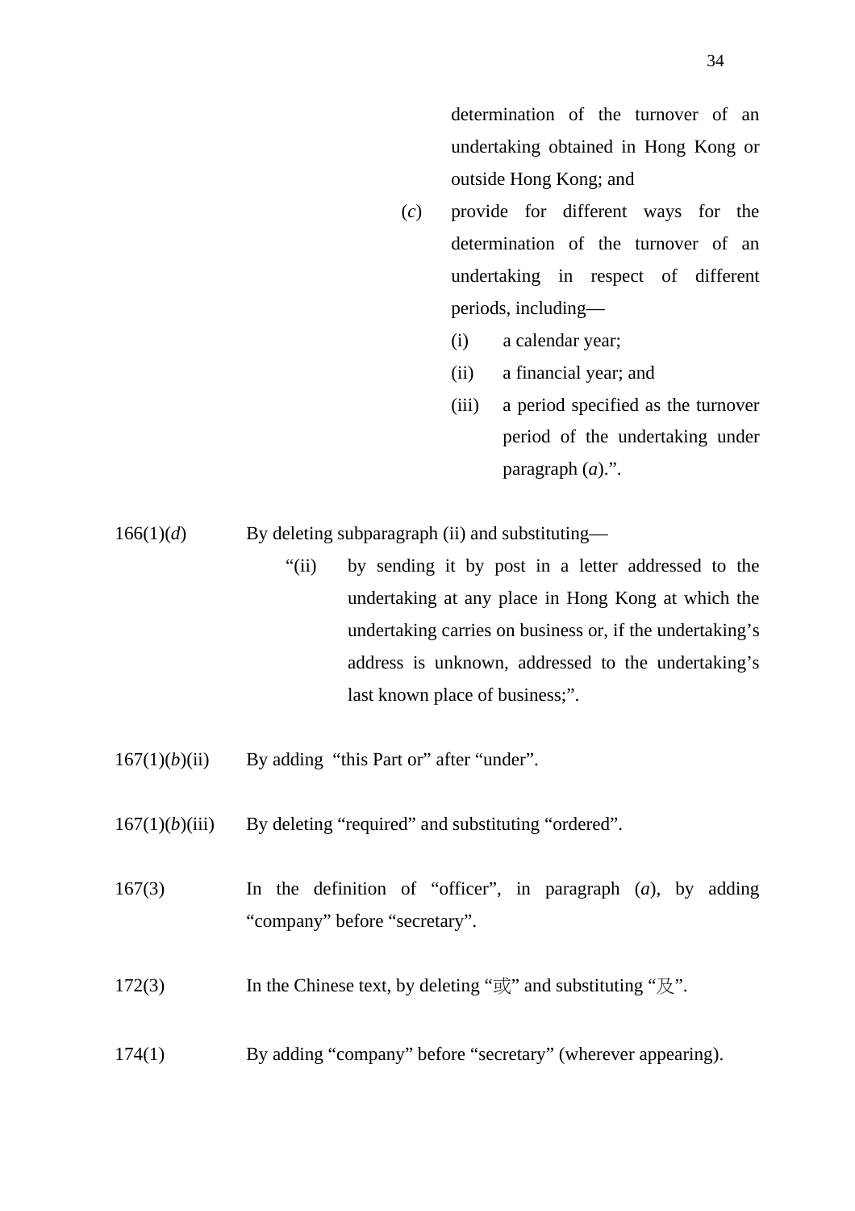determination of the turnover of an undertaking obtained in Hong Kong or outside Hong Kong; and

(*c*) provide for different ways for the determination of the turnover of an undertaking in respect of different periods, including—

(i) a calendar year;

(ii) a financial year; and

(iii) a period specified as the turnover period of the undertaking under paragraph (*a*).”.

166(1)(*d*) By deleting subparagraph (ii) and substituting—

“(ii) by sending it by post in a letter addressed to the undertaking at any place in Hong Kong at which the undertaking carries on business or, if the undertaking’s address is unknown, addressed to the undertaking’s last known place of business;”.

167(1)(*b*)(ii) By adding “this Part or” after “under”.

167(1)(*b*)(iii) By deleting “required” and substituting “ordered”.

167(3) In the definition of “officer”, in paragraph (*a*), by adding “company” before “secretary”.

172(3) In the Chinese text, by deleting “或” and substituting “及”.

174(1) By adding “company” before “secretary” (wherever appearing).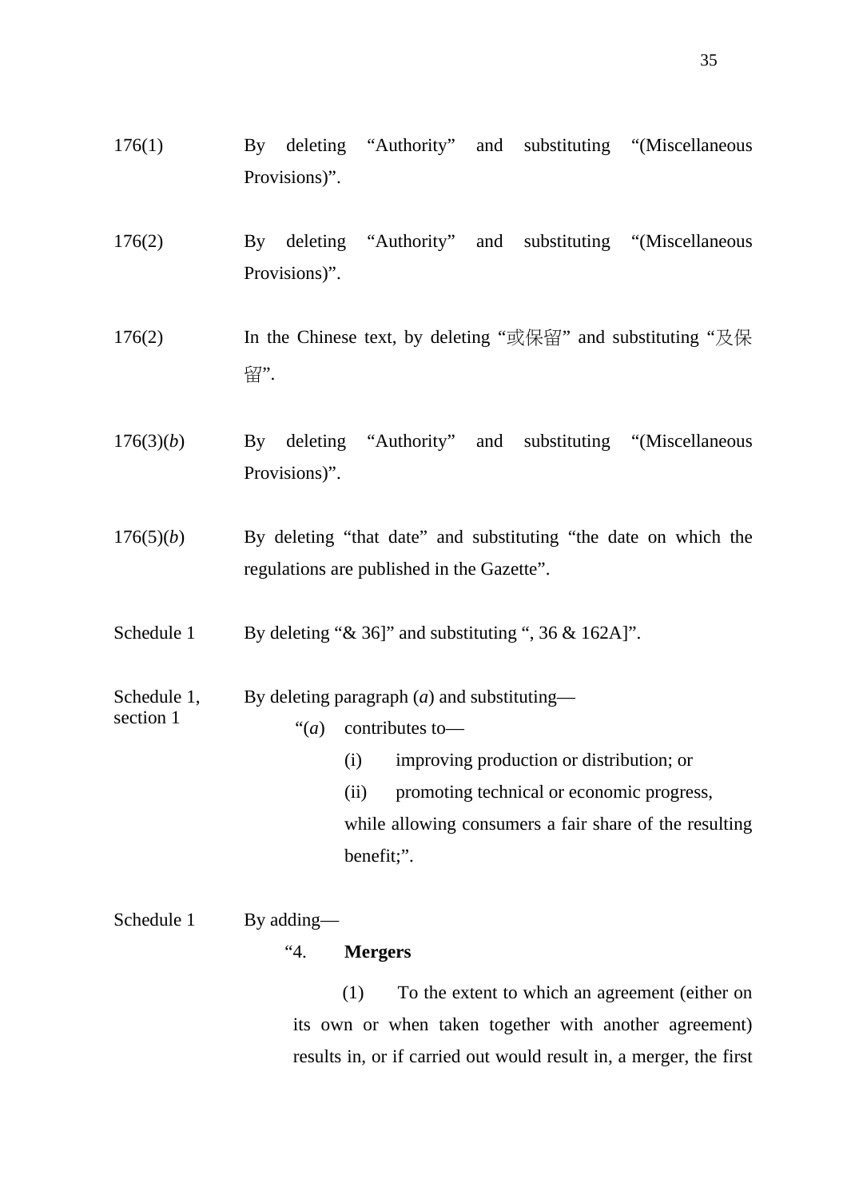176(1) By deleting “Authority” and substituting “(Miscellaneous Provisions)”.

176(2) By deleting “Authority” and substituting “(Miscellaneous Provisions)”.

176(2) In the Chinese text, by deleting “或保留” and substituting “及保留”.

176(3)(*b*) By deleting “Authority” and substituting “(Miscellaneous Provisions)”.

176(5)(*b*) By deleting “that date” and substituting “the date on which the regulations are published in the Gazette”.

Schedule 1 By deleting “& 36]” and substituting “, 36 & 162A]”.

Schedule 1, section 1 By deleting paragraph (*a*) and substituting—

> “(*a*) contributes to—
>
> (i) improving production or distribution; or
>
> (ii) promoting technical or economic progress,
>
> while allowing consumers a fair share of the resulting benefit;”.

Schedule 1 By adding—

> “4. **Mergers**
>
> (1) To the extent to which an agreement (either on its own or when taken together with another agreement) results in, or if carried out would result in, a merger, the first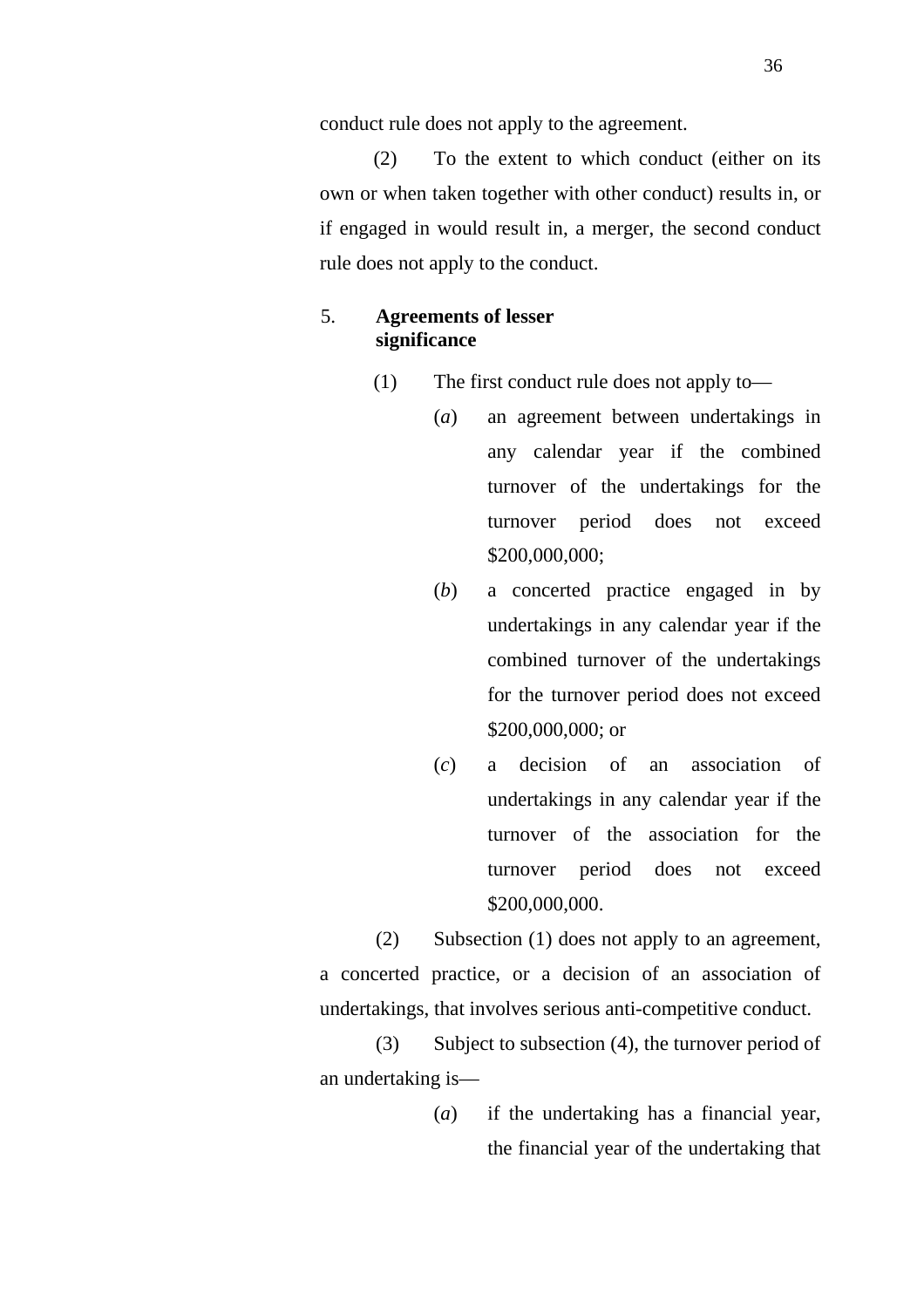conduct rule does not apply to the agreement.

(2) To the extent to which conduct (either on its own or when taken together with other conduct) results in, or if engaged in would result in, a merger, the second conduct rule does not apply to the conduct.

5. **Agreements of lesser significance**

(1) The first conduct rule does not apply to—

(*a*) an agreement between undertakings in any calendar year if the combined turnover of the undertakings for the turnover period does not exceed $200,000,000;

(*b*) a concerted practice engaged in by undertakings in any calendar year if the combined turnover of the undertakings for the turnover period does not exceed $200,000,000; or

(*c*) a decision of an association of undertakings in any calendar year if the turnover of the association for the turnover period does not exceed $200,000,000.

(2) Subsection (1) does not apply to an agreement, a concerted practice, or a decision of an association of undertakings, that involves serious anti-competitive conduct.

(3) Subject to subsection (4), the turnover period of an undertaking is—

(*a*) if the undertaking has a financial year, the financial year of the undertaking that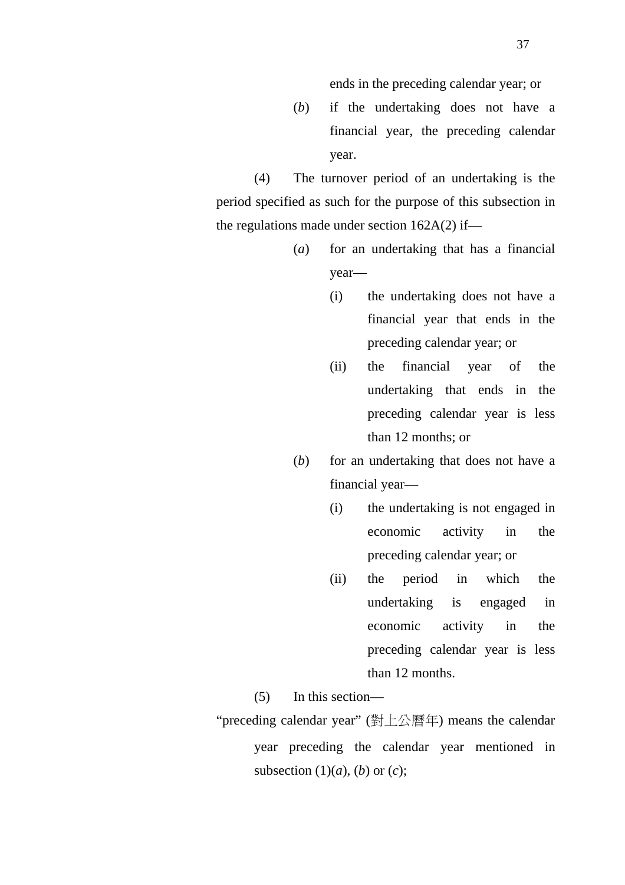ends in the preceding calendar year; or

(*b*) if the undertaking does not have a financial year, the preceding calendar year.

(4) The turnover period of an undertaking is the period specified as such for the purpose of this subsection in the regulations made under section 162A(2) if—

(*a*) for an undertaking that has a financial year—

(i) the undertaking does not have a financial year that ends in the preceding calendar year; or

(ii) the financial year of the undertaking that ends in the preceding calendar year is less than 12 months; or

(*b*) for an undertaking that does not have a financial year—

(i) the undertaking is not engaged in economic activity in the preceding calendar year; or

(ii) the period in which the undertaking is engaged in economic activity in the preceding calendar year is less than 12 months.

(5) In this section—

"preceding calendar year" (對上公曆年) means the calendar year preceding the calendar year mentioned in subsection (1)(*a*), (*b*) or (*c*);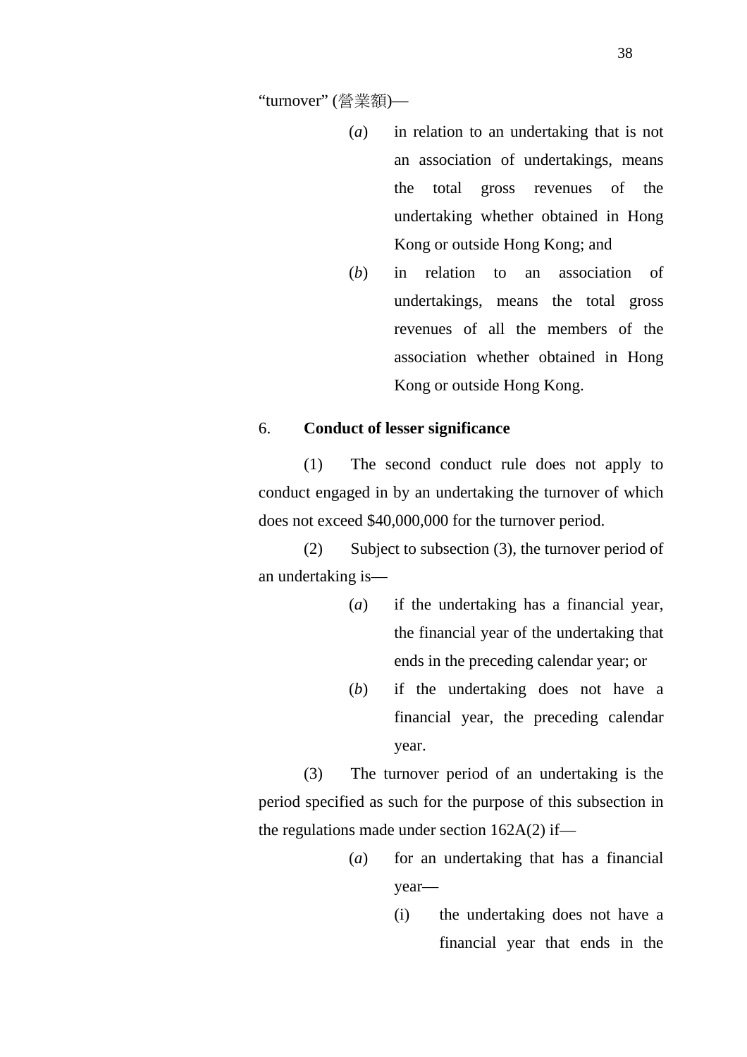"turnover" (營業額)—

(*a*) in relation to an undertaking that is not an association of undertakings, means the total gross revenues of the undertaking whether obtained in Hong Kong or outside Hong Kong; and

(*b*) in relation to an association of undertakings, means the total gross revenues of all the members of the association whether obtained in Hong Kong or outside Hong Kong.

6. **Conduct of lesser significance**

(1) The second conduct rule does not apply to conduct engaged in by an undertaking the turnover of which does not exceed $40,000,000 for the turnover period.

(2) Subject to subsection (3), the turnover period of an undertaking is—

(*a*) if the undertaking has a financial year, the financial year of the undertaking that ends in the preceding calendar year; or

(*b*) if the undertaking does not have a financial year, the preceding calendar year.

(3) The turnover period of an undertaking is the period specified as such for the purpose of this subsection in the regulations made under section 162A(2) if—

(*a*) for an undertaking that has a financial year—

(i) the undertaking does not have a financial year that ends in the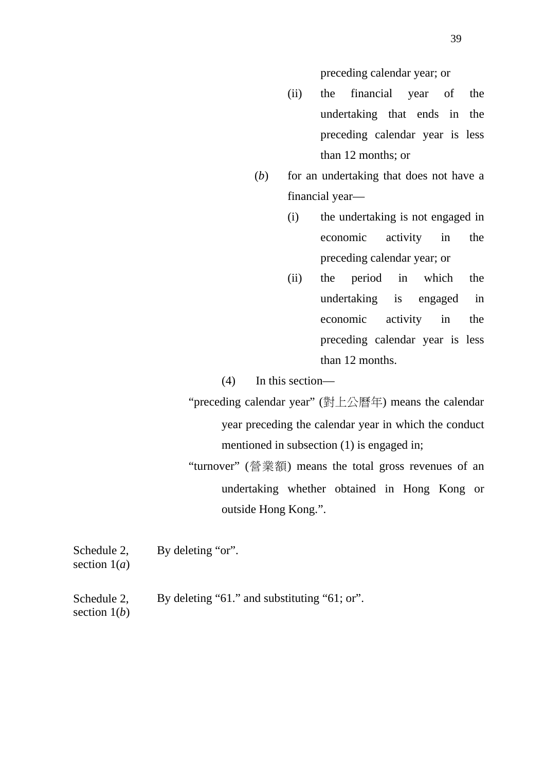preceding calendar year; or

(ii) the financial year of the undertaking that ends in the preceding calendar year is less than 12 months; or

(*b*) for an undertaking that does not have a financial year—

(i) the undertaking is not engaged in economic activity in the preceding calendar year; or

(ii) the period in which the undertaking is engaged in economic activity in the preceding calendar year is less than 12 months.

(4) In this section—

"preceding calendar year" (對上公曆年) means the calendar year preceding the calendar year in which the conduct mentioned in subsection (1) is engaged in;

"turnover" (營業額) means the total gross revenues of an undertaking whether obtained in Hong Kong or outside Hong Kong.".

| | |
|---|---|
| Schedule 2, section 1(*a*) | By deleting "or". |
| Schedule 2, section 1(*b*) | By deleting "61." and substituting "61; or". |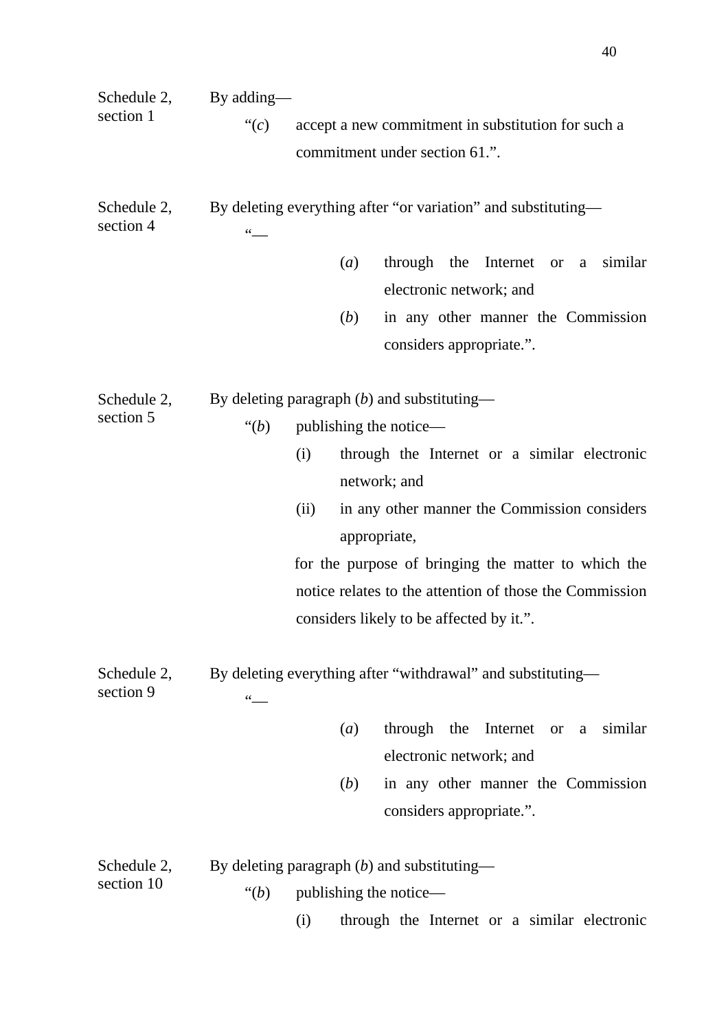Schedule 2, section 1

By adding—

“(*c*) accept a new commitment in substitution for such a commitment under section 61.”.

Schedule 2, section 4

By deleting everything after “or variation” and substituting—

“—

(*a*) through the Internet or a similar electronic network; and

(*b*) in any other manner the Commission considers appropriate.”.

Schedule 2, section 5

By deleting paragraph (*b*) and substituting—

“(*b*) publishing the notice—

(i) through the Internet or a similar electronic network; and

(ii) in any other manner the Commission considers appropriate,

for the purpose of bringing the matter to which the notice relates to the attention of those the Commission considers likely to be affected by it.”.

Schedule 2, section 9

By deleting everything after “withdrawal” and substituting—

“—

(*a*) through the Internet or a similar electronic network; and

(*b*) in any other manner the Commission considers appropriate.”.

Schedule 2, section 10

By deleting paragraph (*b*) and substituting—

“(*b*) publishing the notice—

(i) through the Internet or a similar electronic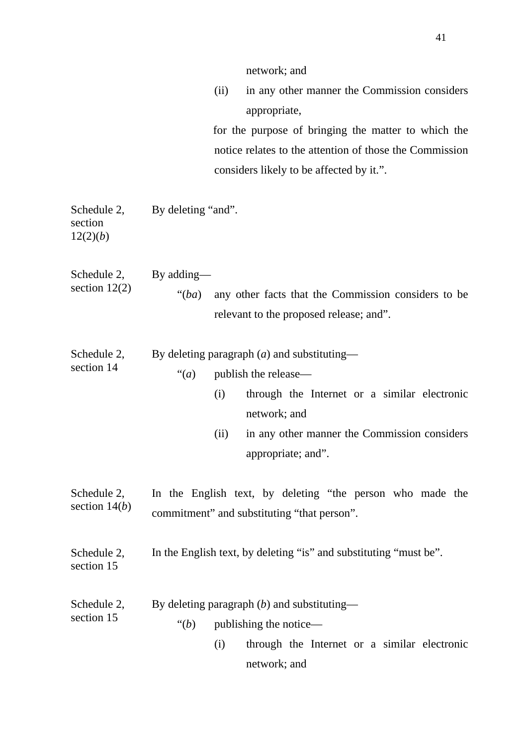network; and

(ii) in any other manner the Commission considers appropriate,

for the purpose of bringing the matter to which the notice relates to the attention of those the Commission considers likely to be affected by it.”.

| | |
|---|---|
| Schedule 2, section 12(2)(*b*) | By deleting “and”. |
| Schedule 2, section 12(2) | By adding—<br>“(*ba*) any other facts that the Commission considers to be relevant to the proposed release; and”. |
| Schedule 2, section 14 | By deleting paragraph (*a*) and substituting—<br>“(*a*) publish the release—<br>(i) through the Internet or a similar electronic network; and<br>(ii) in any other manner the Commission considers appropriate; and”. |
| Schedule 2, section 14(*b*) | In the English text, by deleting “the person who made the commitment” and substituting “that person”. |
| Schedule 2, section 15 | In the English text, by deleting “is” and substituting “must be”. |
| Schedule 2, section 15 | By deleting paragraph (*b*) and substituting—<br>“(*b*) publishing the notice—<br>(i) through the Internet or a similar electronic network; and |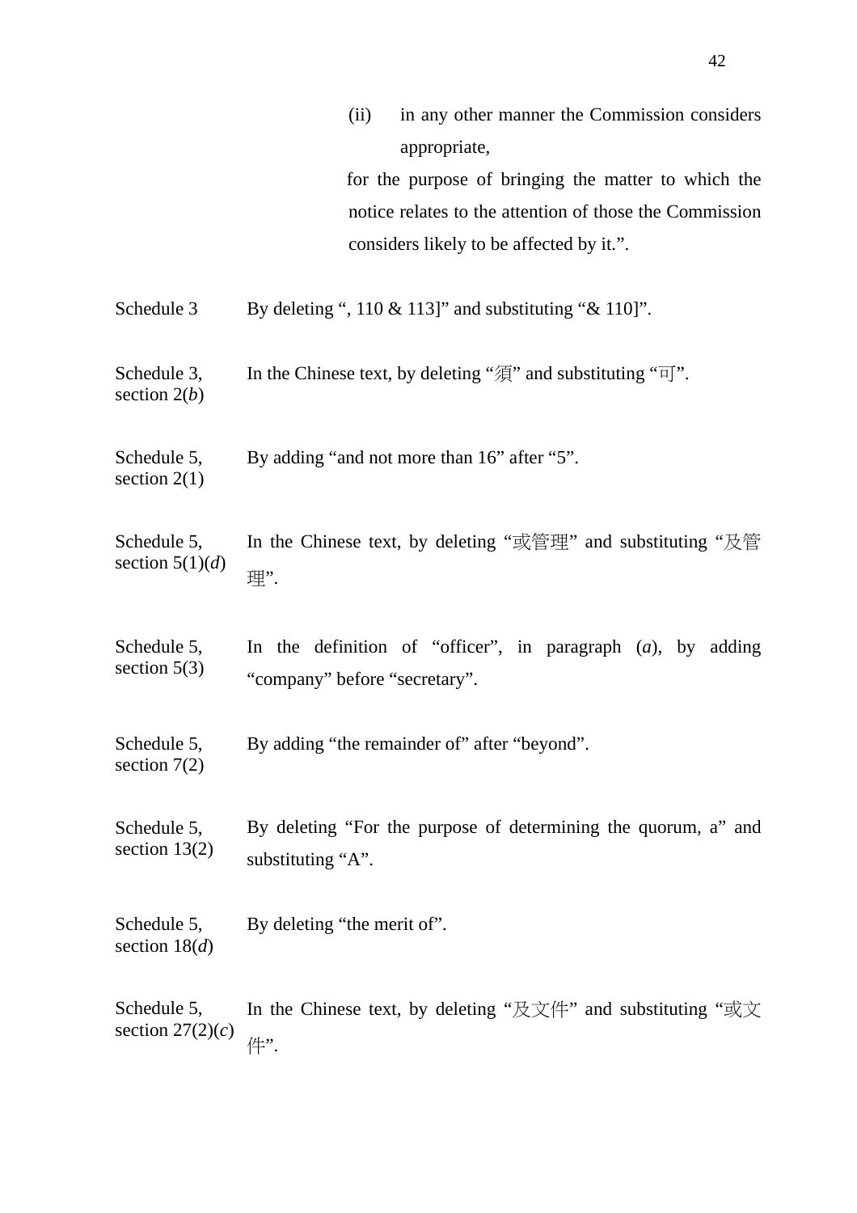(ii) in any other manner the Commission considers appropriate,

for the purpose of bringing the matter to which the notice relates to the attention of those the Commission considers likely to be affected by it.”.

| | |
|---|---|
| Schedule 3 | By deleting “, 110 & 113]” and substituting “& 110]”. |
| Schedule 3, section 2(*b*) | In the Chinese text, by deleting “須” and substituting “可”. |
| Schedule 5, section 2(1) | By adding “and not more than 16” after “5”. |
| Schedule 5, section 5(1)(*d*) | In the Chinese text, by deleting “或管理” and substituting “及管理”. |
| Schedule 5, section 5(3) | In the definition of “officer”, in paragraph (*a*), by adding “company” before “secretary”. |
| Schedule 5, section 7(2) | By adding “the remainder of” after “beyond”. |
| Schedule 5, section 13(2) | By deleting “For the purpose of determining the quorum, a” and substituting “A”. |
| Schedule 5, section 18(*d*) | By deleting “the merit of”. |
| Schedule 5, section 27(2)(*c*) | In the Chinese text, by deleting “及文件” and substituting “或文件”. |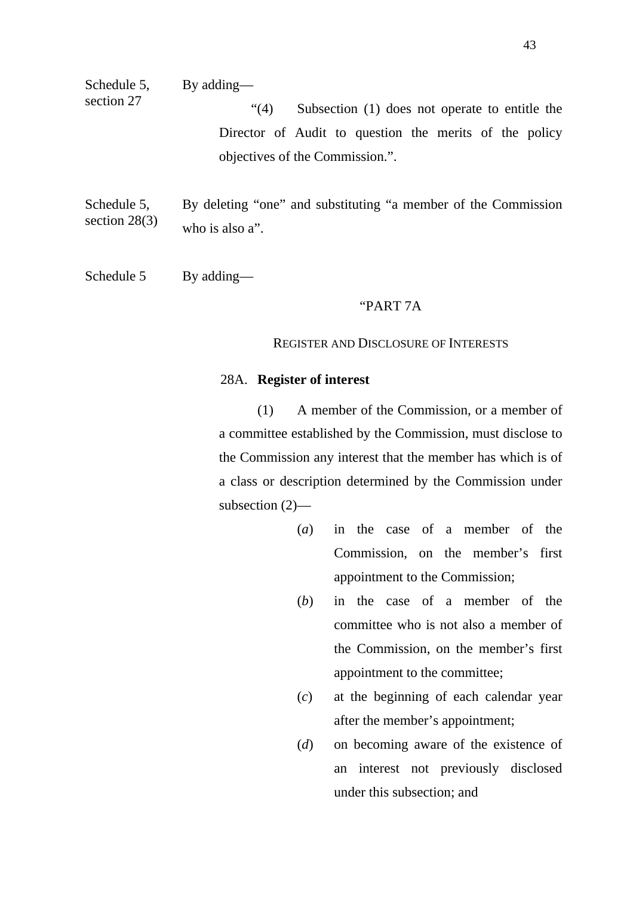Schedule 5, section 27 — By adding—

"(4) Subsection (1) does not operate to entitle the Director of Audit to question the merits of the policy objectives of the Commission.".

Schedule 5, section 28(3) — By deleting "one" and substituting "a member of the Commission who is also a".

Schedule 5 — By adding—

"PART 7A

REGISTER AND DISCLOSURE OF INTERESTS

28A. **Register of interest**

(1) A member of the Commission, or a member of a committee established by the Commission, must disclose to the Commission any interest that the member has which is of a class or description determined by the Commission under subsection (2)—

(*a*) in the case of a member of the Commission, on the member's first appointment to the Commission;

(*b*) in the case of a member of the committee who is not also a member of the Commission, on the member's first appointment to the committee;

(*c*) at the beginning of each calendar year after the member's appointment;

(*d*) on becoming aware of the existence of an interest not previously disclosed under this subsection; and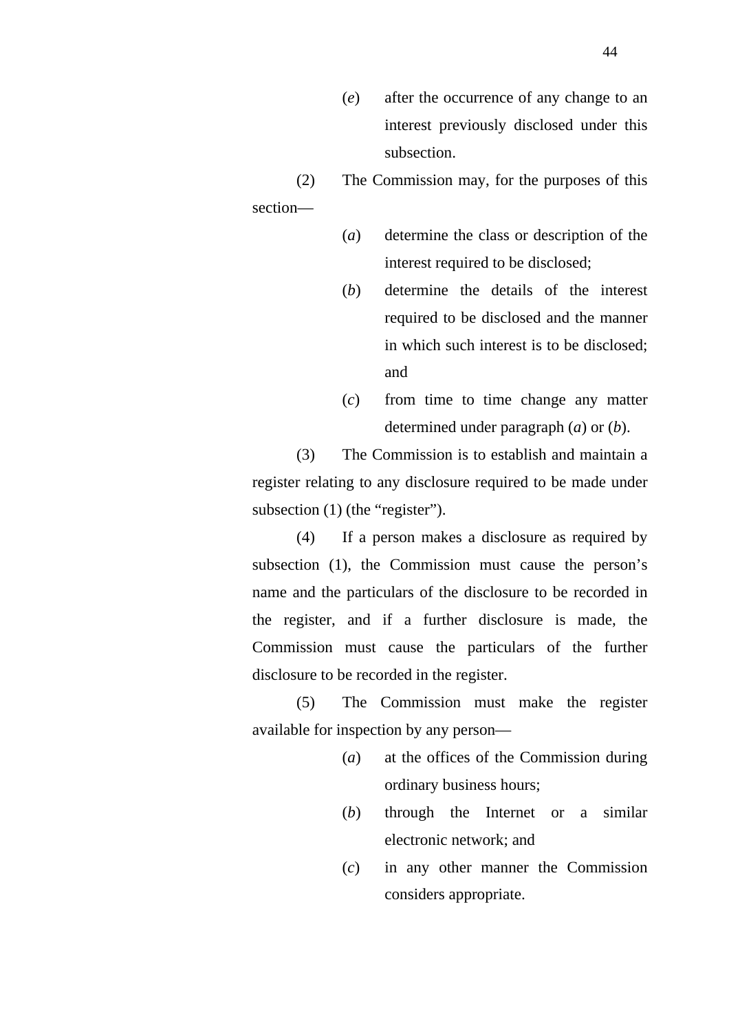(*e*) after the occurrence of any change to an interest previously disclosed under this subsection.

(2) The Commission may, for the purposes of this section—

(*a*) determine the class or description of the interest required to be disclosed;

(*b*) determine the details of the interest required to be disclosed and the manner in which such interest is to be disclosed; and

(*c*) from time to time change any matter determined under paragraph (*a*) or (*b*).

(3) The Commission is to establish and maintain a register relating to any disclosure required to be made under subsection (1) (the "register").

(4) If a person makes a disclosure as required by subsection (1), the Commission must cause the person's name and the particulars of the disclosure to be recorded in the register, and if a further disclosure is made, the Commission must cause the particulars of the further disclosure to be recorded in the register.

(5) The Commission must make the register available for inspection by any person—

(*a*) at the offices of the Commission during ordinary business hours;

(*b*) through the Internet or a similar electronic network; and

(*c*) in any other manner the Commission considers appropriate.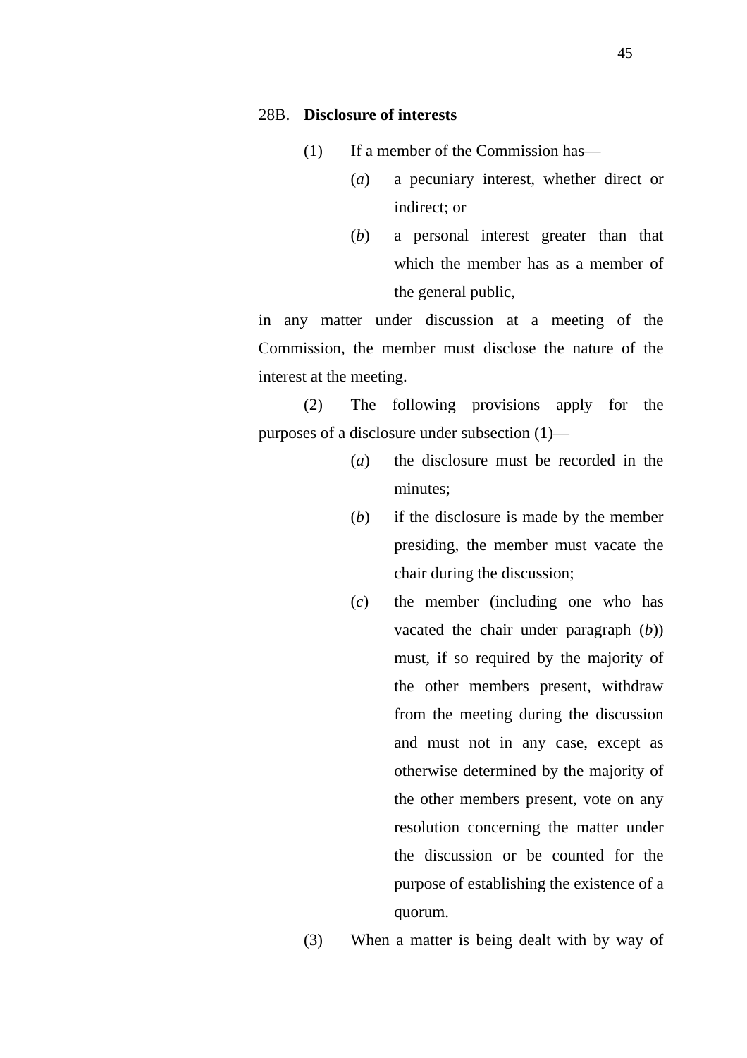28B. **Disclosure of interests**

(1) If a member of the Commission has—

(*a*) a pecuniary interest, whether direct or indirect; or

(*b*) a personal interest greater than that which the member has as a member of the general public,

in any matter under discussion at a meeting of the Commission, the member must disclose the nature of the interest at the meeting.

(2) The following provisions apply for the purposes of a disclosure under subsection (1)—

(*a*) the disclosure must be recorded in the minutes;

(*b*) if the disclosure is made by the member presiding, the member must vacate the chair during the discussion;

(*c*) the member (including one who has vacated the chair under paragraph (*b*)) must, if so required by the majority of the other members present, withdraw from the meeting during the discussion and must not in any case, except as otherwise determined by the majority of the other members present, vote on any resolution concerning the matter under the discussion or be counted for the purpose of establishing the existence of a quorum.

(3) When a matter is being dealt with by way of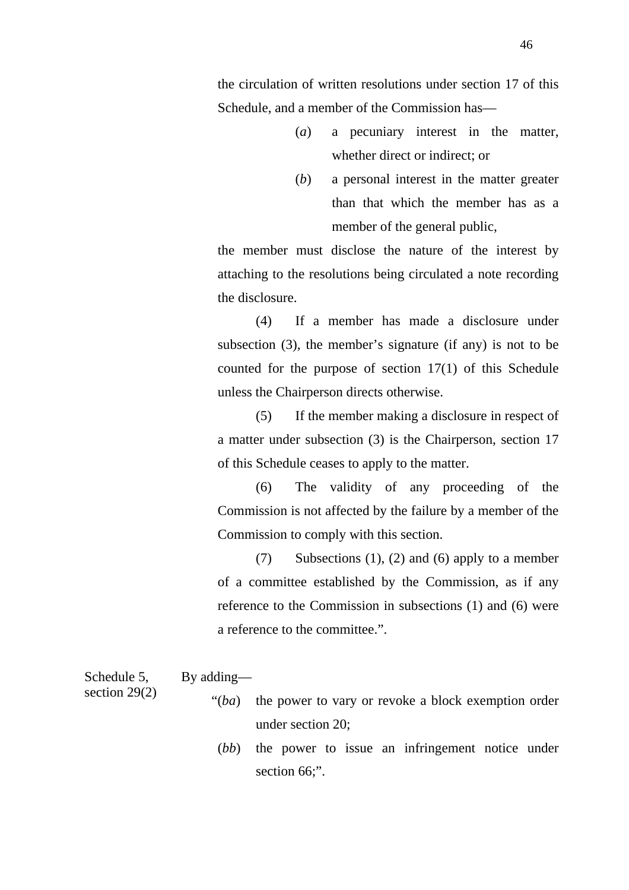the circulation of written resolutions under section 17 of this Schedule, and a member of the Commission has—

(*a*) a pecuniary interest in the matter, whether direct or indirect; or

(*b*) a personal interest in the matter greater than that which the member has as a member of the general public,

the member must disclose the nature of the interest by attaching to the resolutions being circulated a note recording the disclosure.

(4) If a member has made a disclosure under subsection (3), the member's signature (if any) is not to be counted for the purpose of section 17(1) of this Schedule unless the Chairperson directs otherwise.

(5) If the member making a disclosure in respect of a matter under subsection (3) is the Chairperson, section 17 of this Schedule ceases to apply to the matter.

(6) The validity of any proceeding of the Commission is not affected by the failure by a member of the Commission to comply with this section.

(7) Subsections (1), (2) and (6) apply to a member of a committee established by the Commission, as if any reference to the Commission in subsections (1) and (6) were a reference to the committee.".

Schedule 5, section 29(2)

By adding—

"(*ba*) the power to vary or revoke a block exemption order under section 20;

(*bb*) the power to issue an infringement notice under section 66;".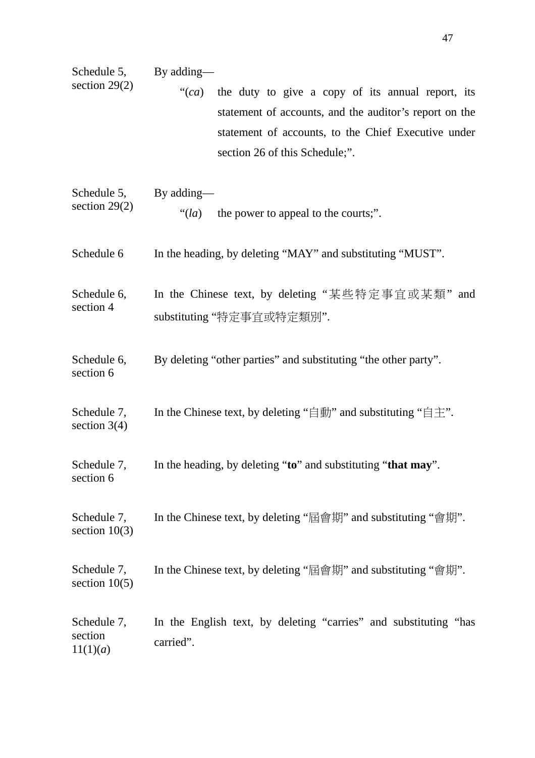| | |
|---|---|
| Schedule 5, section 29(2) | By adding—<br>"(*ca*) the duty to give a copy of its annual report, its statement of accounts, and the auditor's report on the statement of accounts, to the Chief Executive under section 26 of this Schedule;". |
| Schedule 5, section 29(2) | By adding—<br>"(*la*) the power to appeal to the courts;". |
| Schedule 6 | In the heading, by deleting "MAY" and substituting "MUST". |
| Schedule 6, section 4 | In the Chinese text, by deleting "某些特定事宜或某類" and substituting "特定事宜或特定類別". |
| Schedule 6, section 6 | By deleting "other parties" and substituting "the other party". |
| Schedule 7, section 3(4) | In the Chinese text, by deleting "自動" and substituting "自主". |
| Schedule 7, section 6 | In the heading, by deleting "**to**" and substituting "**that may**". |
| Schedule 7, section 10(3) | In the Chinese text, by deleting "屆會期" and substituting "會期". |
| Schedule 7, section 10(5) | In the Chinese text, by deleting "屆會期" and substituting "會期". |
| Schedule 7, section 11(1)(*a*) | In the English text, by deleting "carries" and substituting "has carried". |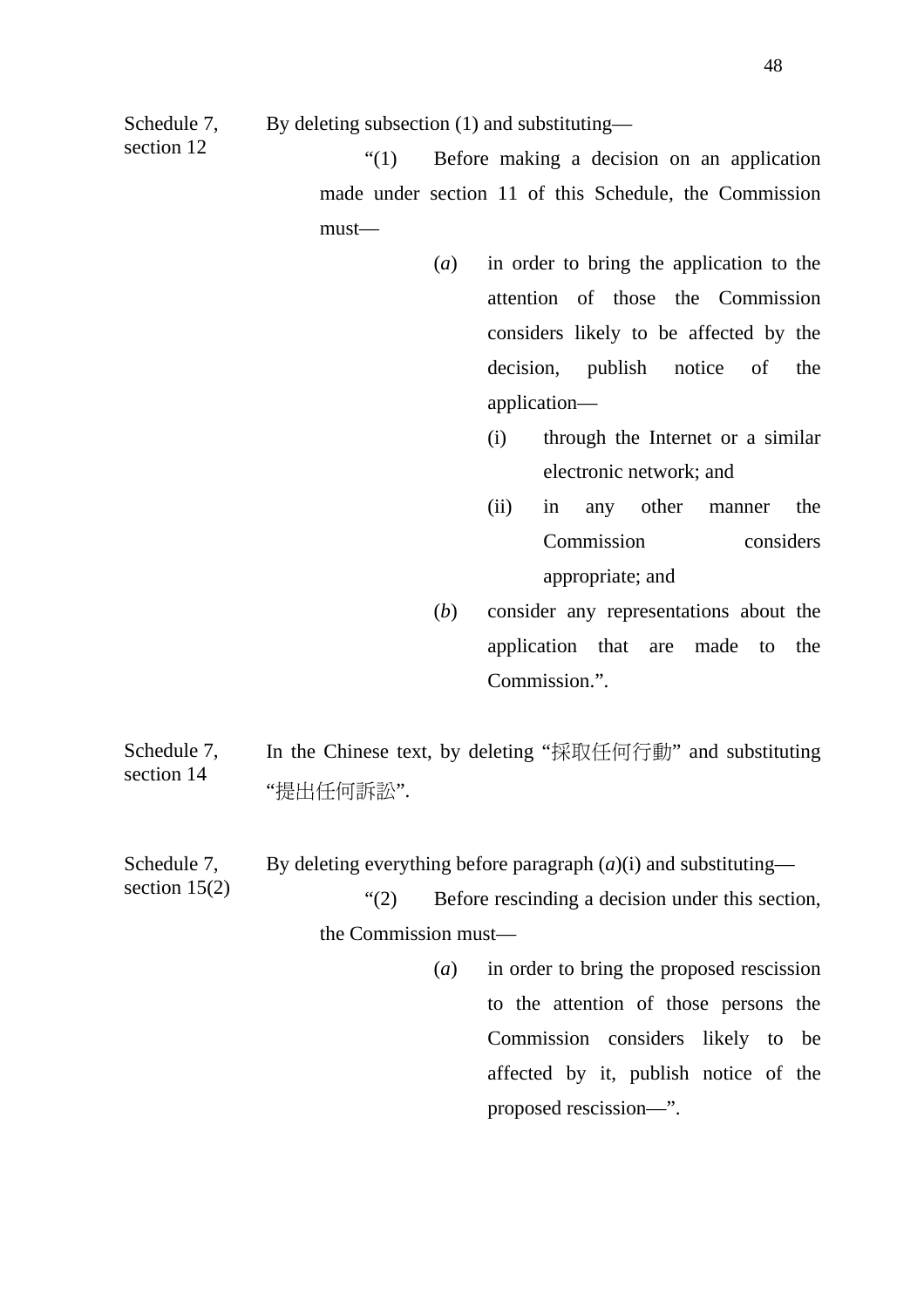Schedule 7, section 12

By deleting subsection (1) and substituting—

"(1) Before making a decision on an application made under section 11 of this Schedule, the Commission must—

(*a*) in order to bring the application to the attention of those the Commission considers likely to be affected by the decision, publish notice of the application—

(i) through the Internet or a similar electronic network; and

(ii) in any other manner the Commission considers appropriate; and

(*b*) consider any representations about the application that are made to the Commission.".

Schedule 7, section 14

In the Chinese text, by deleting "採取任何行動" and substituting "提出任何訴訟".

Schedule 7, section 15(2)

By deleting everything before paragraph (*a*)(i) and substituting—

"(2) Before rescinding a decision under this section, the Commission must—

(*a*) in order to bring the proposed rescission to the attention of those persons the Commission considers likely to be affected by it, publish notice of the proposed rescission—".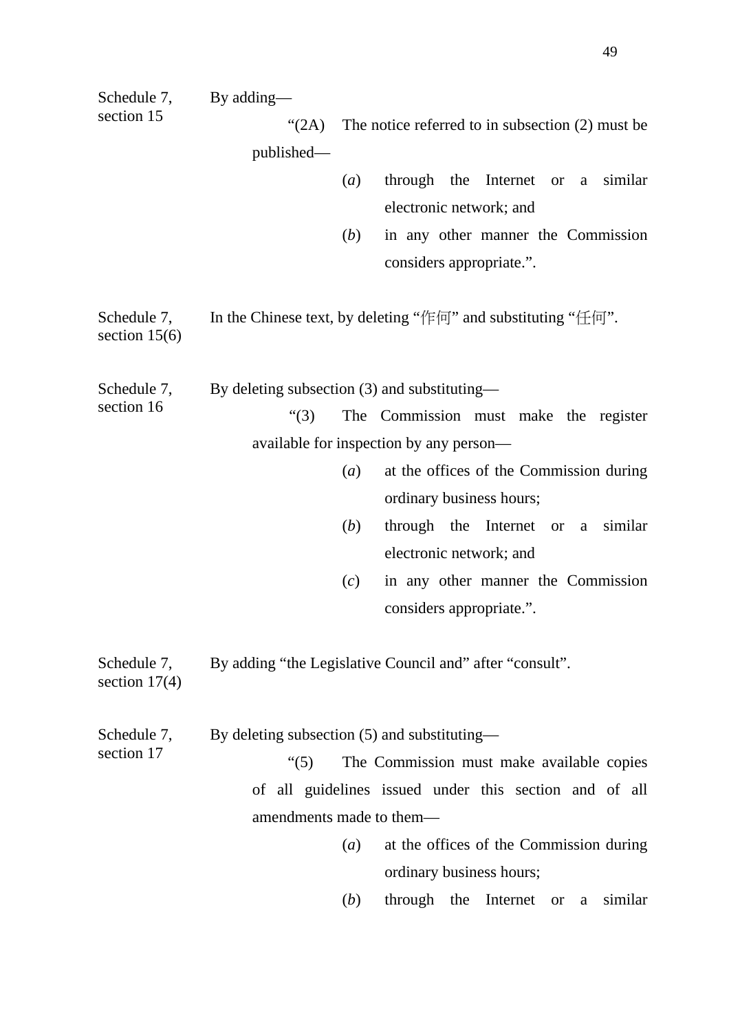Schedule 7, section 15

By adding—

"(2A) The notice referred to in subsection (2) must be published—

(*a*) through the Internet or a similar electronic network; and

(*b*) in any other manner the Commission considers appropriate.".

Schedule 7, section 15(6)

In the Chinese text, by deleting "作何" and substituting "任何".

Schedule 7, section 16

By deleting subsection (3) and substituting—

"(3) The Commission must make the register available for inspection by any person—

(*a*) at the offices of the Commission during ordinary business hours;

(*b*) through the Internet or a similar electronic network; and

(*c*) in any other manner the Commission considers appropriate.".

Schedule 7, section 17(4)

By adding "the Legislative Council and" after "consult".

Schedule 7, section 17

By deleting subsection (5) and substituting—

"(5) The Commission must make available copies of all guidelines issued under this section and of all amendments made to them—

(*a*) at the offices of the Commission during ordinary business hours;

(*b*) through the Internet or a similar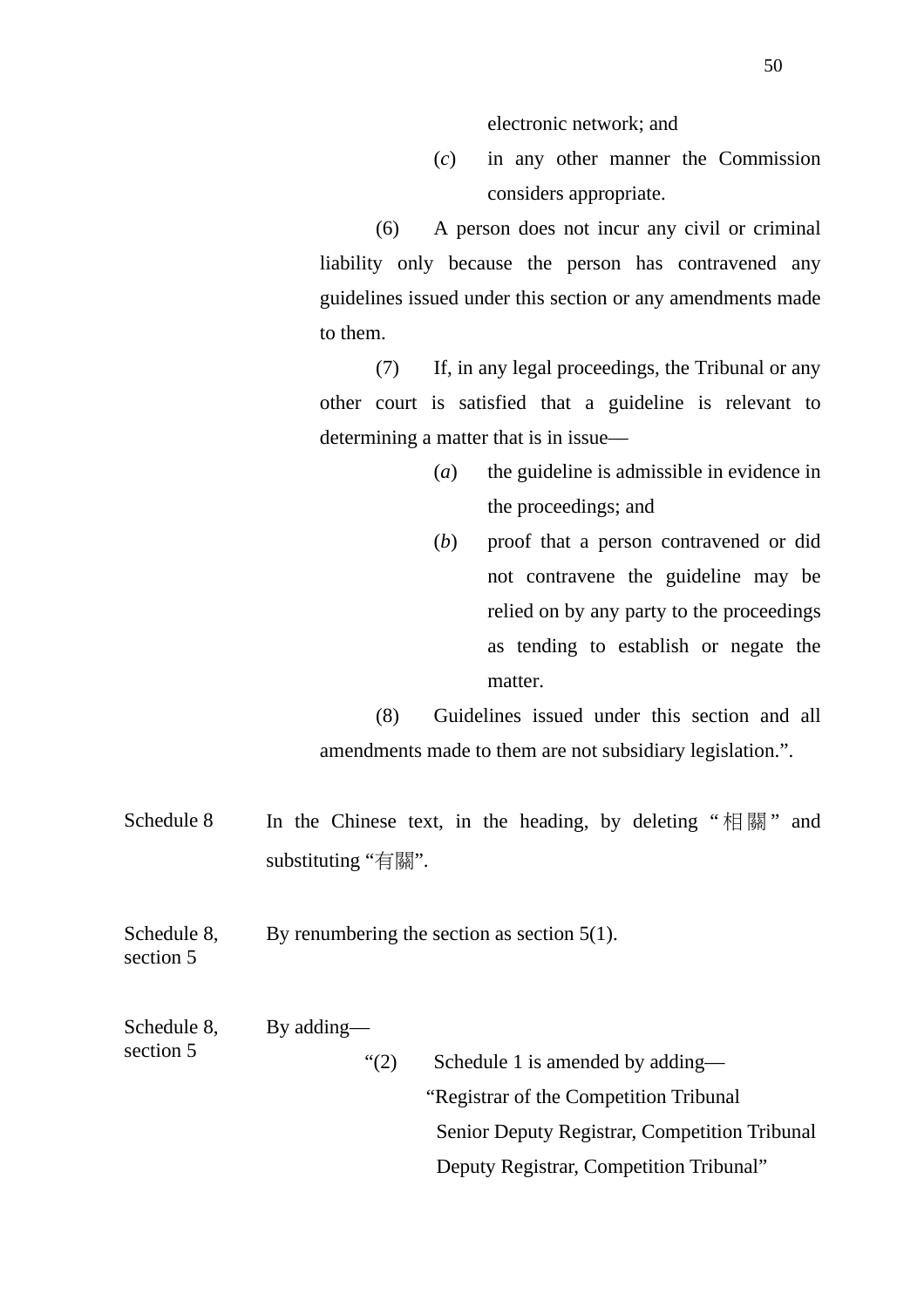electronic network; and

(*c*) in any other manner the Commission considers appropriate.

(6) A person does not incur any civil or criminal liability only because the person has contravened any guidelines issued under this section or any amendments made to them.

(7) If, in any legal proceedings, the Tribunal or any other court is satisfied that a guideline is relevant to determining a matter that is in issue—

(*a*) the guideline is admissible in evidence in the proceedings; and

(*b*) proof that a person contravened or did not contravene the guideline may be relied on by any party to the proceedings as tending to establish or negate the matter.

(8) Guidelines issued under this section and all amendments made to them are not subsidiary legislation.”.

Schedule 8 — In the Chinese text, in the heading, by deleting “相關” and substituting “有關”.

Schedule 8, section 5 — By renumbering the section as section 5(1).

Schedule 8, section 5 — By adding—

“(2) Schedule 1 is amended by adding—

“Registrar of the Competition Tribunal

Senior Deputy Registrar, Competition Tribunal

Deputy Registrar, Competition Tribunal”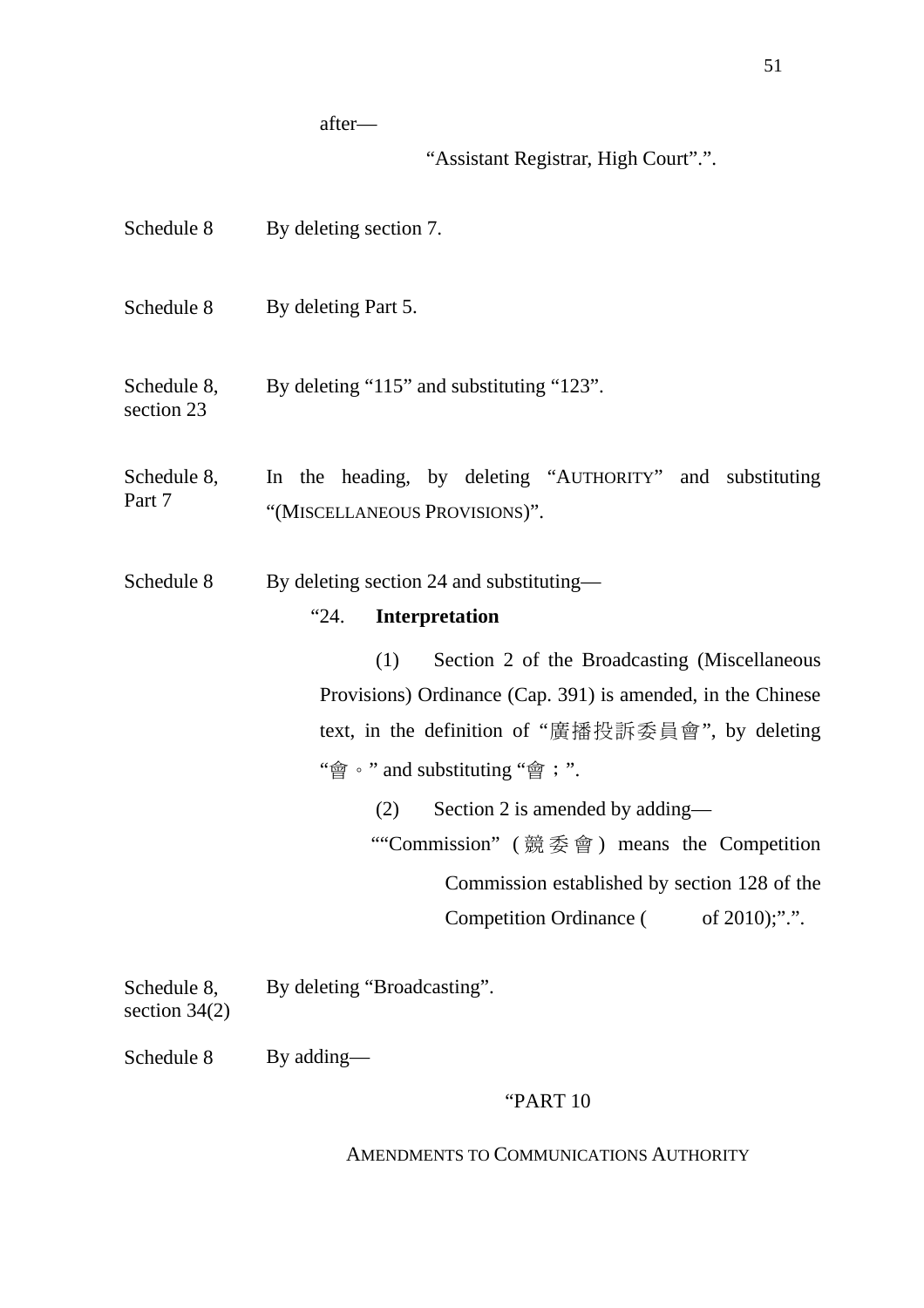after—

"Assistant Registrar, High Court".".

Schedule 8 — By deleting section 7.

Schedule 8 — By deleting Part 5.

Schedule 8, section 23 — By deleting "115" and substituting "123".

Schedule 8, Part 7 — In the heading, by deleting "AUTHORITY" and substituting "(MISCELLANEOUS PROVISIONS)".

Schedule 8 — By deleting section 24 and substituting—

"24. **Interpretation**

(1) Section 2 of the Broadcasting (Miscellaneous Provisions) Ordinance (Cap. 391) is amended, in the Chinese text, in the definition of "廣播投訴委員會", by deleting "會。" and substituting "會；".

(2) Section 2 is amended by adding—

""Commission" (競委會) means the Competition Commission established by section 128 of the Competition Ordinance (    of 2010);".".

Schedule 8, section 34(2) — By deleting "Broadcasting".

Schedule 8 — By adding—

"PART 10

AMENDMENTS TO COMMUNICATIONS AUTHORITY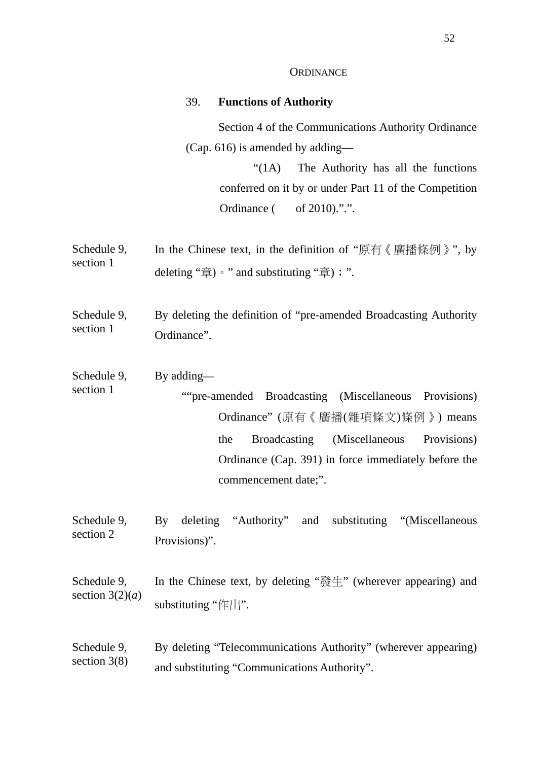ORDINANCE

39. **Functions of Authority**

Section 4 of the Communications Authority Ordinance (Cap. 616) is amended by adding—

"(1A) The Authority has all the functions conferred on it by or under Part 11 of the Competition Ordinance ( of 2010).".".

Schedule 9, section 1 — In the Chinese text, in the definition of "原有《廣播條例》", by deleting "章)。" and substituting "章)；".

Schedule 9, section 1 — By deleting the definition of "pre-amended Broadcasting Authority Ordinance".

Schedule 9, section 1 — By adding—

""pre-amended Broadcasting (Miscellaneous Provisions) Ordinance" (原有《廣播(雜項條文)條例》) means the Broadcasting (Miscellaneous Provisions) Ordinance (Cap. 391) in force immediately before the commencement date;".

Schedule 9, section 2 — By deleting "Authority" and substituting "(Miscellaneous Provisions)".

Schedule 9, section 3(2)(*a*) — In the Chinese text, by deleting "發生" (wherever appearing) and substituting "作出".

Schedule 9, section 3(8) — By deleting "Telecommunications Authority" (wherever appearing) and substituting "Communications Authority".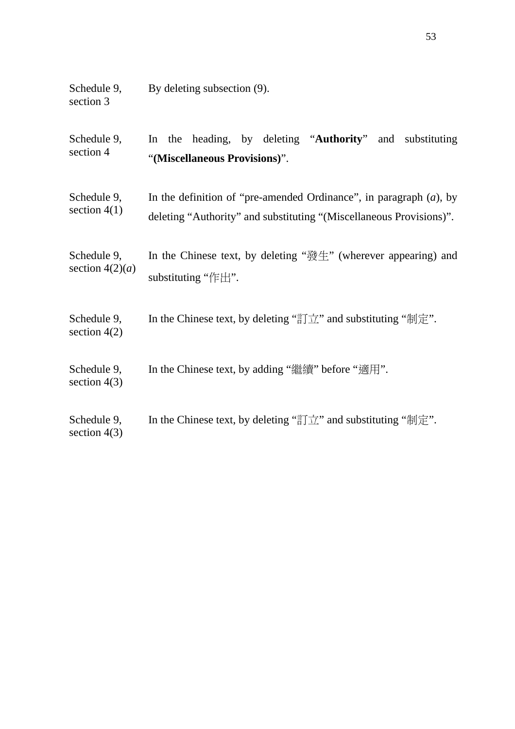| | |
|---|---|
| Schedule 9, section 3 | By deleting subsection (9). |
| Schedule 9, section 4 | In the heading, by deleting "**Authority**" and substituting "**(Miscellaneous Provisions)**". |
| Schedule 9, section 4(1) | In the definition of "pre-amended Ordinance", in paragraph (*a*), by deleting "Authority" and substituting "(Miscellaneous Provisions)". |
| Schedule 9, section 4(2)(*a*) | In the Chinese text, by deleting "發生" (wherever appearing) and substituting "作出". |
| Schedule 9, section 4(2) | In the Chinese text, by deleting "訂立" and substituting "制定". |
| Schedule 9, section 4(3) | In the Chinese text, by adding "繼續" before "適用". |
| Schedule 9, section 4(3) | In the Chinese text, by deleting "訂立" and substituting "制定". |